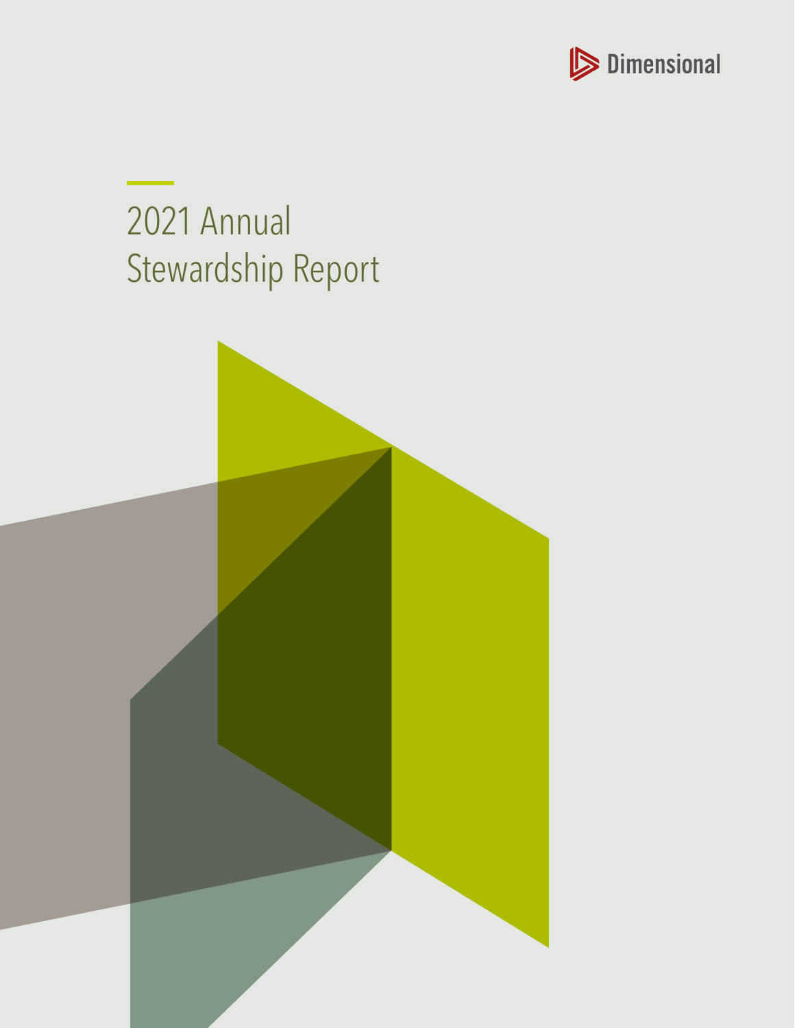Dimensional

# 2021 Annual Stewardship Report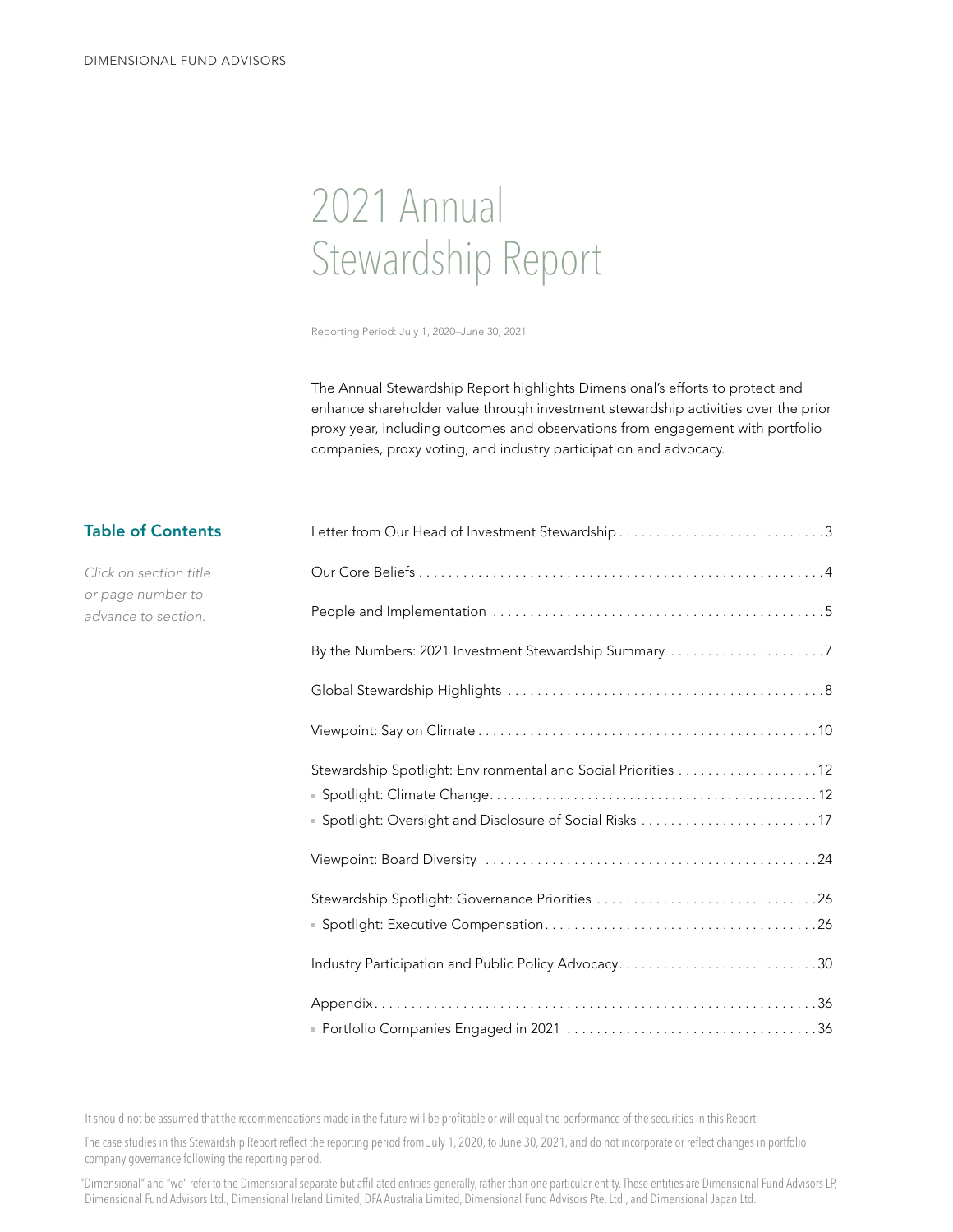DIMENSIONAL FUND ADVISORS

# 2021 Annual Stewardship Report

Reporting Period: July 1, 2020–June 30, 2021

The Annual Stewardship Report highlights Dimensional's efforts to protect and enhance shareholder value through investment stewardship activities over the prior proxy year, including outcomes and observations from engagement with portfolio companies, proxy voting, and industry participation and advocacy.

## Table of Contents

*Click on section title or page number to advance to section.*

- Letter from Our Head of Investment Stewardship ... 3
- Our Core Beliefs ... 4
- People and Implementation ... 5
- By the Numbers: 2021 Investment Stewardship Summary ... 7
- Global Stewardship Highlights ... 8
- Viewpoint: Say on Climate ... 10
- Stewardship Spotlight: Environmental and Social Priorities ... 12
  - Spotlight: Climate Change ... 12
  - Spotlight: Oversight and Disclosure of Social Risks ... 17
- Viewpoint: Board Diversity ... 24
- Stewardship Spotlight: Governance Priorities ... 26
  - Spotlight: Executive Compensation ... 26
- Industry Participation and Public Policy Advocacy ... 30
- Appendix ... 36
  - Portfolio Companies Engaged in 2021 ... 36

It should not be assumed that the recommendations made in the future will be profitable or will equal the performance of the securities in this Report.

The case studies in this Stewardship Report reflect the reporting period from July 1, 2020, to June 30, 2021, and do not incorporate or reflect changes in portfolio company governance following the reporting period.

"Dimensional" and "we" refer to the Dimensional separate but affiliated entities generally, rather than one particular entity. These entities are Dimensional Fund Advisors LP, Dimensional Fund Advisors Ltd., Dimensional Ireland Limited, DFA Australia Limited, Dimensional Fund Advisors Pte. Ltd., and Dimensional Japan Ltd.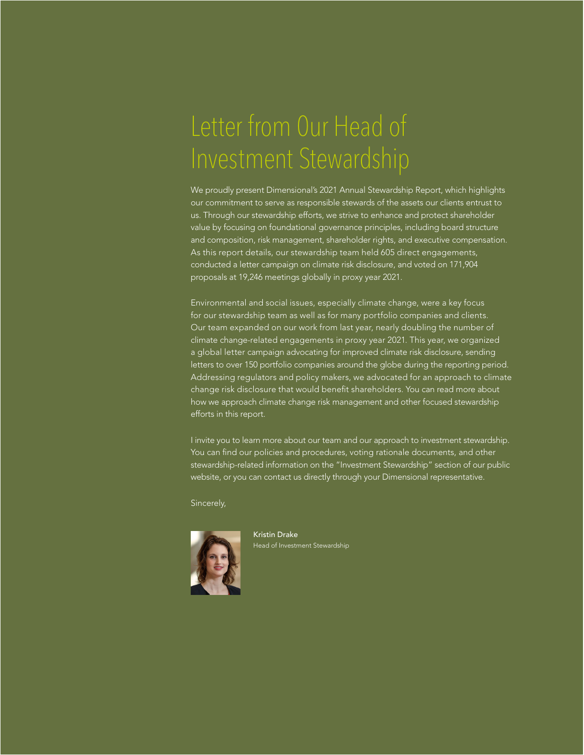# Letter from Our Head of Investment Stewardship

We proudly present Dimensional's 2021 Annual Stewardship Report, which highlights our commitment to serve as responsible stewards of the assets our clients entrust to us. Through our stewardship efforts, we strive to enhance and protect shareholder value by focusing on foundational governance principles, including board structure and composition, risk management, shareholder rights, and executive compensation. As this report details, our stewardship team held 605 direct engagements, conducted a letter campaign on climate risk disclosure, and voted on 171,904 proposals at 19,246 meetings globally in proxy year 2021.

Environmental and social issues, especially climate change, were a key focus for our stewardship team as well as for many portfolio companies and clients. Our team expanded on our work from last year, nearly doubling the number of climate change-related engagements in proxy year 2021. This year, we organized a global letter campaign advocating for improved climate risk disclosure, sending letters to over 150 portfolio companies around the globe during the reporting period. Addressing regulators and policy makers, we advocated for an approach to climate change risk disclosure that would benefit shareholders. You can read more about how we approach climate change risk management and other focused stewardship efforts in this report.

I invite you to learn more about our team and our approach to investment stewardship. You can find our policies and procedures, voting rationale documents, and other stewardship-related information on the "Investment Stewardship" section of our public website, or you can contact us directly through your Dimensional representative.

Sincerely,

**Kristin Drake**
Head of Investment Stewardship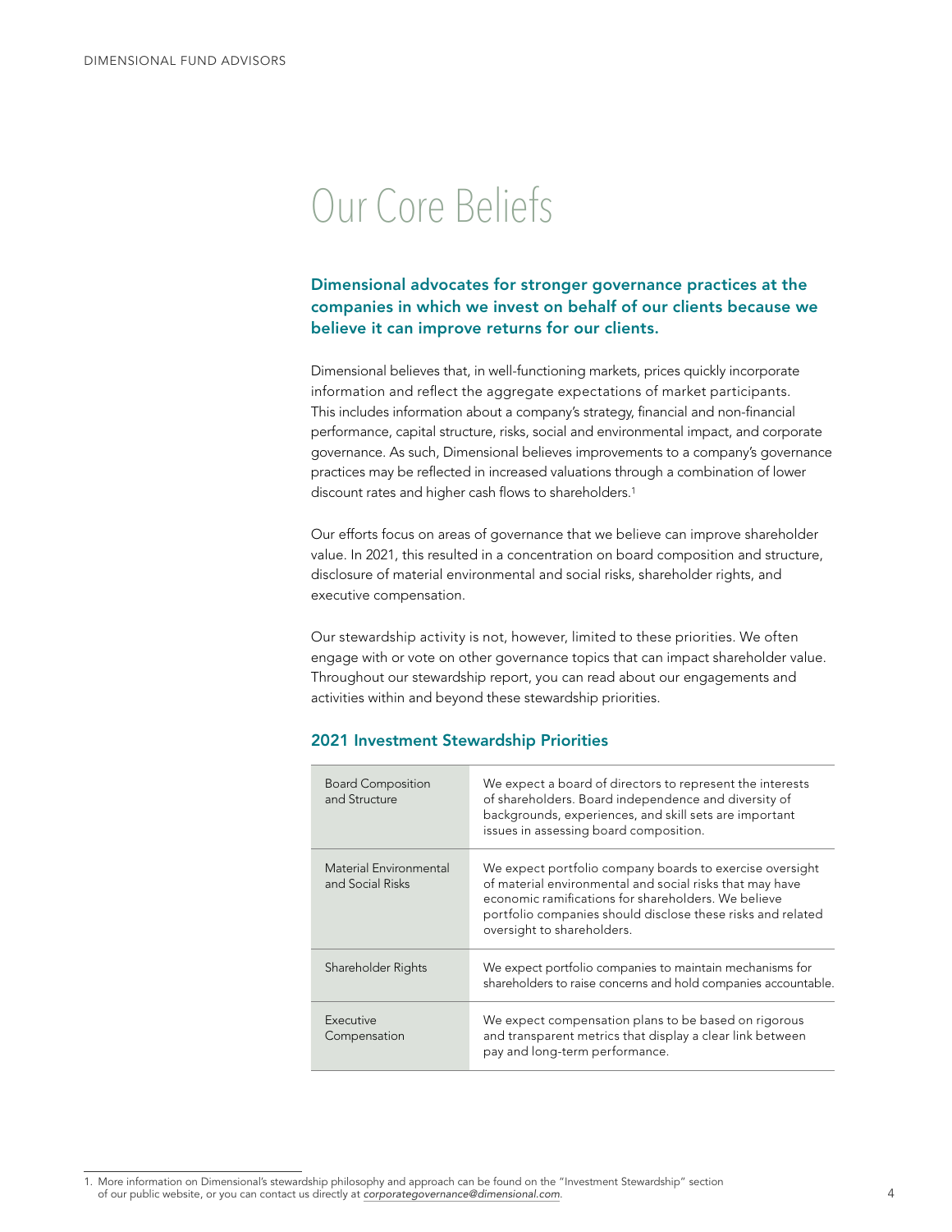# Our Core Beliefs

**Dimensional advocates for stronger governance practices at the companies in which we invest on behalf of our clients because we believe it can improve returns for our clients.**

Dimensional believes that, in well-functioning markets, prices quickly incorporate information and reflect the aggregate expectations of market participants. This includes information about a company's strategy, financial and non-financial performance, capital structure, risks, social and environmental impact, and corporate governance. As such, Dimensional believes improvements to a company's governance practices may be reflected in increased valuations through a combination of lower discount rates and higher cash flows to shareholders.[1]

Our efforts focus on areas of governance that we believe can improve shareholder value. In 2021, this resulted in a concentration on board composition and structure, disclosure of material environmental and social risks, shareholder rights, and executive compensation.

Our stewardship activity is not, however, limited to these priorities. We often engage with or vote on other governance topics that can impact shareholder value. Throughout our stewardship report, you can read about our engagements and activities within and beyond these stewardship priorities.

## 2021 Investment Stewardship Priorities

| Priority | Description |
|---|---|
| Board Composition and Structure | We expect a board of directors to represent the interests of shareholders. Board independence and diversity of backgrounds, experiences, and skill sets are important issues in assessing board composition. |
| Material Environmental and Social Risks | We expect portfolio company boards to exercise oversight of material environmental and social risks that may have economic ramifications for shareholders. We believe portfolio companies should disclose these risks and related oversight to shareholders. |
| Shareholder Rights | We expect portfolio companies to maintain mechanisms for shareholders to raise concerns and hold companies accountable. |
| Executive Compensation | We expect compensation plans to be based on rigorous and transparent metrics that display a clear link between pay and long-term performance. |

1. More information on Dimensional's stewardship philosophy and approach can be found on the "Investment Stewardship" section of our public website, or you can contact us directly at *corporategovernance@dimensional.com*.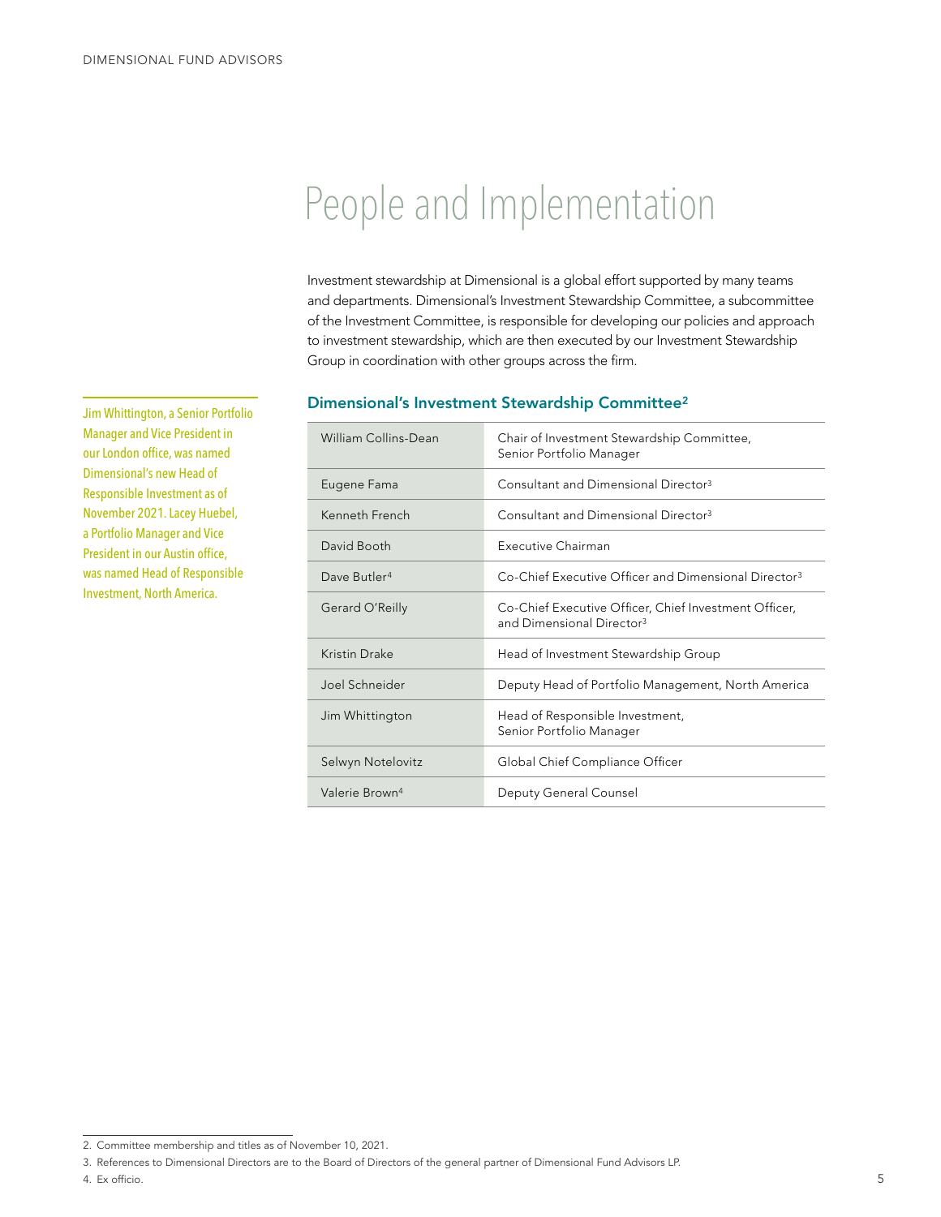# People and Implementation

Investment stewardship at Dimensional is a global effort supported by many teams and departments. Dimensional's Investment Stewardship Committee, a subcommittee of the Investment Committee, is responsible for developing our policies and approach to investment stewardship, which are then executed by our Investment Stewardship Group in coordination with other groups across the firm.

Jim Whittington, a Senior Portfolio Manager and Vice President in our London office, was named Dimensional's new Head of Responsible Investment as of November 2021. Lacey Huebel, a Portfolio Manager and Vice President in our Austin office, was named Head of Responsible Investment, North America.

## Dimensional's Investment Stewardship Committee[2]

| Name | Title |
|---|---|
| William Collins-Dean | Chair of Investment Stewardship Committee, Senior Portfolio Manager |
| Eugene Fama | Consultant and Dimensional Director[3] |
| Kenneth French | Consultant and Dimensional Director[3] |
| David Booth | Executive Chairman |
| Dave Butler[4] | Co-Chief Executive Officer and Dimensional Director[3] |
| Gerard O'Reilly | Co-Chief Executive Officer, Chief Investment Officer, and Dimensional Director[3] |
| Kristin Drake | Head of Investment Stewardship Group |
| Joel Schneider | Deputy Head of Portfolio Management, North America |
| Jim Whittington | Head of Responsible Investment, Senior Portfolio Manager |
| Selwyn Notelovitz | Global Chief Compliance Officer |
| Valerie Brown[4] | Deputy General Counsel |

2. Committee membership and titles as of November 10, 2021.

3. References to Dimensional Directors are to the Board of Directors of the general partner of Dimensional Fund Advisors LP.

4. Ex officio.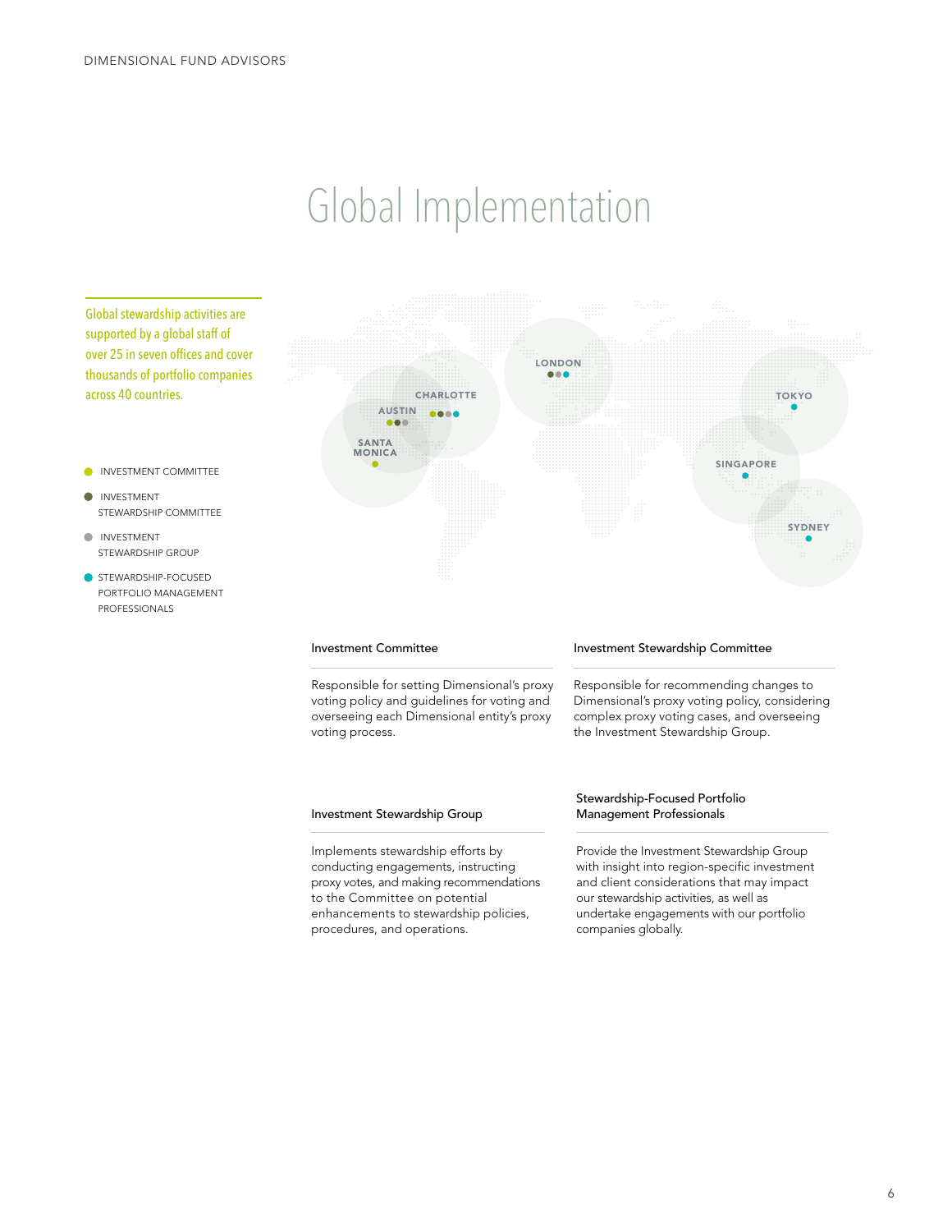# Global Implementation

Global stewardship activities are supported by a global staff of over 25 in seven offices and cover thousands of portfolio companies across 40 countries.

- INVESTMENT COMMITTEE
- INVESTMENT STEWARDSHIP COMMITTEE
- INVESTMENT STEWARDSHIP GROUP
- STEWARDSHIP-FOCUSED PORTFOLIO MANAGEMENT PROFESSIONALS

LONDON

CHARLOTTE

AUSTIN

SANTA MONICA

TOKYO

SINGAPORE

SYDNEY

### Investment Committee

Responsible for setting Dimensional's proxy voting policy and guidelines for voting and overseeing each Dimensional entity's proxy voting process.

### Investment Stewardship Committee

Responsible for recommending changes to Dimensional's proxy voting policy, considering complex proxy voting cases, and overseeing the Investment Stewardship Group.

### Investment Stewardship Group

Implements stewardship efforts by conducting engagements, instructing proxy votes, and making recommendations to the Committee on potential enhancements to stewardship policies, procedures, and operations.

### Stewardship-Focused Portfolio Management Professionals

Provide the Investment Stewardship Group with insight into region-specific investment and client considerations that may impact our stewardship activities, as well as undertake engagements with our portfolio companies globally.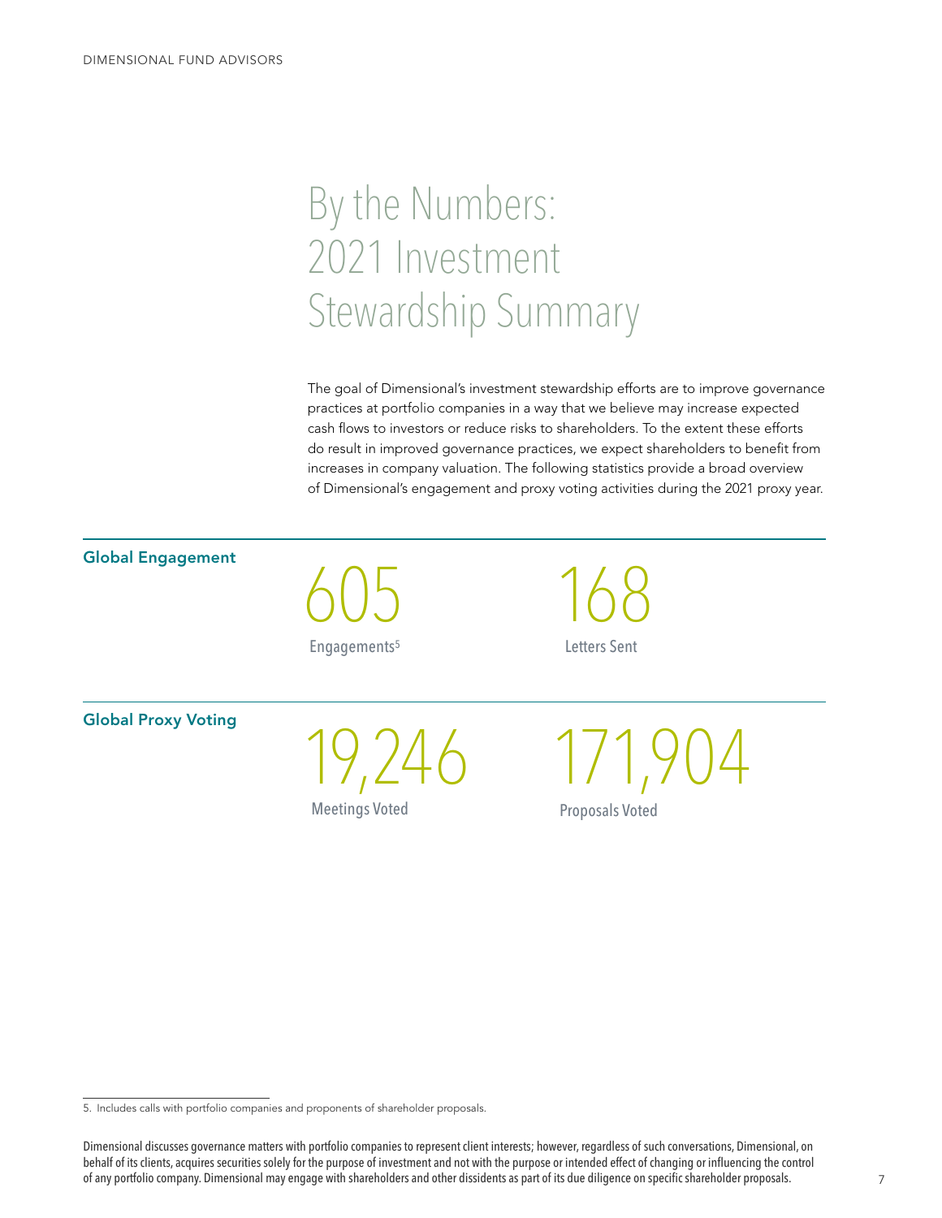# By the Numbers: 2021 Investment Stewardship Summary

The goal of Dimensional's investment stewardship efforts are to improve governance practices at portfolio companies in a way that we believe may increase expected cash flows to investors or reduce risks to shareholders. To the extent these efforts do result in improved governance practices, we expect shareholders to benefit from increases in company valuation. The following statistics provide a broad overview of Dimensional's engagement and proxy voting activities during the 2021 proxy year.

## Global Engagement

**605**
Engagements[5]

**168**
Letters Sent

## Global Proxy Voting

**19,246**
Meetings Voted

**171,904**
Proposals Voted

5. Includes calls with portfolio companies and proponents of shareholder proposals.

Dimensional discusses governance matters with portfolio companies to represent client interests; however, regardless of such conversations, Dimensional, on behalf of its clients, acquires securities solely for the purpose of investment and not with the purpose or intended effect of changing or influencing the control of any portfolio company. Dimensional may engage with shareholders and other dissidents as part of its due diligence on specific shareholder proposals.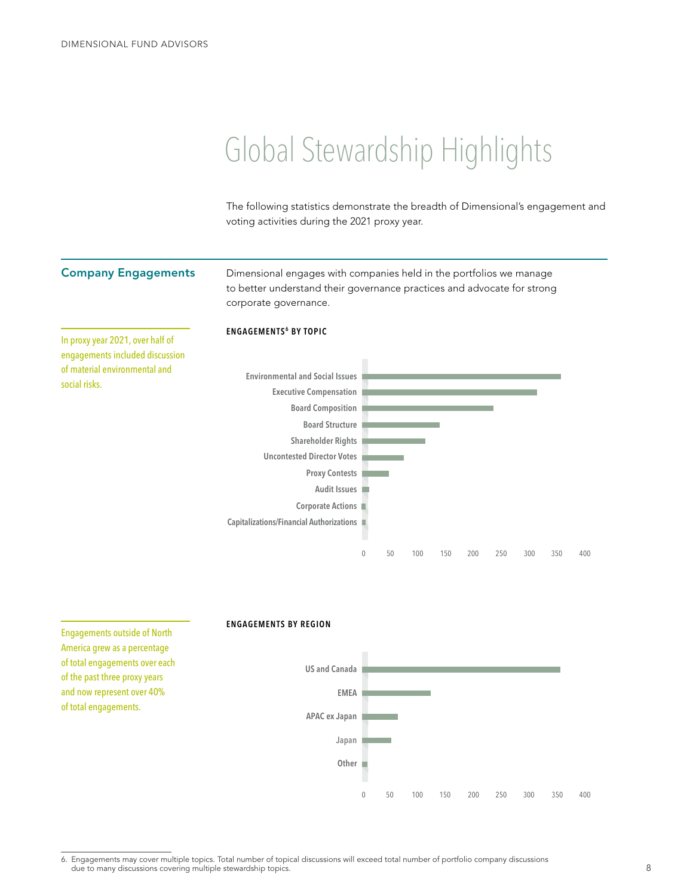# Global Stewardship Highlights

The following statistics demonstrate the breadth of Dimensional's engagement and voting activities during the 2021 proxy year.

## Company Engagements

Dimensional engages with companies held in the portfolios we manage to better understand their governance practices and advocate for strong corporate governance.

In proxy year 2021, over half of engagements included discussion of material environmental and social risks.

**ENGAGEMENTS[6] BY TOPIC**

- Environmental and Social Issues
- Executive Compensation
- Board Composition
- Board Structure
- Shareholder Rights
- Uncontested Director Votes
- Proxy Contests
- Audit Issues
- Corporate Actions
- Capitalizations/Financial Authorizations

0 50 100 150 200 250 300 350 400

Engagements outside of North America grew as a percentage of total engagements over each of the past three proxy years and now represent over 40% of total engagements.

**ENGAGEMENTS BY REGION**

- US and Canada
- EMEA
- APAC ex Japan
- Japan
- Other

0 50 100 150 200 250 300 350 400

6. Engagements may cover multiple topics. Total number of topical discussions will exceed total number of portfolio company discussions due to many discussions covering multiple stewardship topics.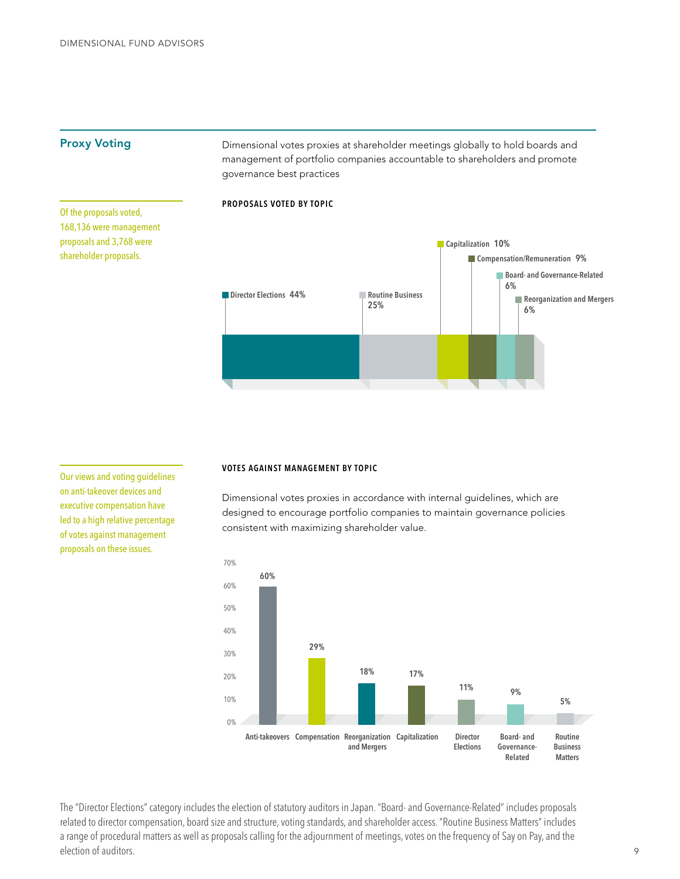## Proxy Voting

Dimensional votes proxies at shareholder meetings globally to hold boards and management of portfolio companies accountable to shareholders and promote governance best practices

Of the proposals voted, 168,136 were management proposals and 3,768 were shareholder proposals.

**PROPOSALS VOTED BY TOPIC**

| Topic | Percentage |
|---|---|
| Director Elections | 44% |
| Routine Business | 25% |
| Capitalization | 10% |
| Compensation/Remuneration | 9% |
| Board- and Governance-Related | 6% |
| Reorganization and Mergers | 6% |

Our views and voting guidelines on anti-takeover devices and executive compensation have led to a high relative percentage of votes against management proposals on these issues.

**VOTES AGAINST MANAGEMENT BY TOPIC**

Dimensional votes proxies in accordance with internal guidelines, which are designed to encourage portfolio companies to maintain governance policies consistent with maximizing shareholder value.

| Topic | Percentage |
|---|---|
| Anti-takeovers | 60% |
| Compensation | 29% |
| Reorganization and Mergers | 18% |
| Capitalization | 17% |
| Director Elections | 11% |
| Board- and Governance-Related | 9% |
| Routine Business Matters | 5% |

The "Director Elections" category includes the election of statutory auditors in Japan. "Board- and Governance-Related" includes proposals related to director compensation, board size and structure, voting standards, and shareholder access. "Routine Business Matters" includes a range of procedural matters as well as proposals calling for the adjournment of meetings, votes on the frequency of Say on Pay, and the election of auditors.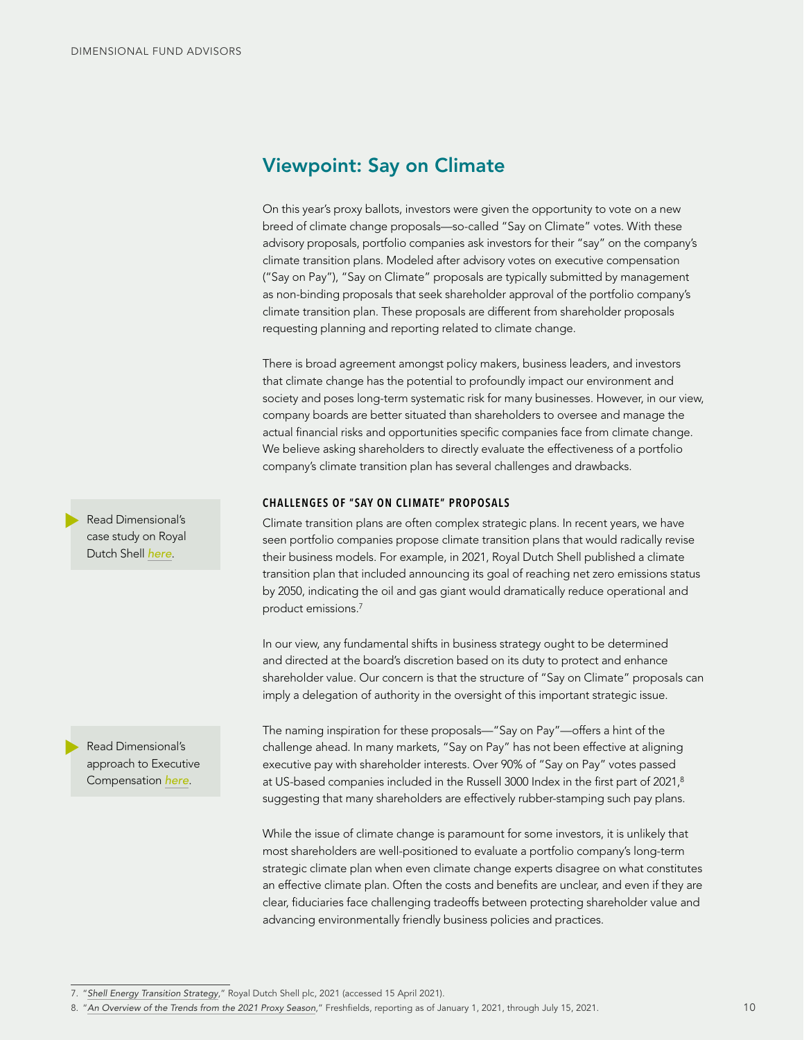## Viewpoint: Say on Climate

On this year's proxy ballots, investors were given the opportunity to vote on a new breed of climate change proposals—so-called "Say on Climate" votes. With these advisory proposals, portfolio companies ask investors for their "say" on the company's climate transition plans. Modeled after advisory votes on executive compensation ("Say on Pay"), "Say on Climate" proposals are typically submitted by management as non-binding proposals that seek shareholder approval of the portfolio company's climate transition plan. These proposals are different from shareholder proposals requesting planning and reporting related to climate change.

There is broad agreement amongst policy makers, business leaders, and investors that climate change has the potential to profoundly impact our environment and society and poses long-term systematic risk for many businesses. However, in our view, company boards are better situated than shareholders to oversee and manage the actual financial risks and opportunities specific companies face from climate change. We believe asking shareholders to directly evaluate the effectiveness of a portfolio company's climate transition plan has several challenges and drawbacks.

> Read Dimensional's case study on Royal Dutch Shell *here*.

### CHALLENGES OF "SAY ON CLIMATE" PROPOSALS

Climate transition plans are often complex strategic plans. In recent years, we have seen portfolio companies propose climate transition plans that would radically revise their business models. For example, in 2021, Royal Dutch Shell published a climate transition plan that included announcing its goal of reaching net zero emissions status by 2050, indicating the oil and gas giant would dramatically reduce operational and product emissions.[7]

In our view, any fundamental shifts in business strategy ought to be determined and directed at the board's discretion based on its duty to protect and enhance shareholder value. Our concern is that the structure of "Say on Climate" proposals can imply a delegation of authority in the oversight of this important strategic issue.

> Read Dimensional's approach to Executive Compensation *here*.

The naming inspiration for these proposals—"Say on Pay"—offers a hint of the challenge ahead. In many markets, "Say on Pay" has not been effective at aligning executive pay with shareholder interests. Over 90% of "Say on Pay" votes passed at US-based companies included in the Russell 3000 Index in the first part of 2021,[8] suggesting that many shareholders are effectively rubber-stamping such pay plans.

While the issue of climate change is paramount for some investors, it is unlikely that most shareholders are well-positioned to evaluate a portfolio company's long-term strategic climate plan when even climate change experts disagree on what constitutes an effective climate plan. Often the costs and benefits are unclear, and even if they are clear, fiduciaries face challenging tradeoffs between protecting shareholder value and advancing environmentally friendly business policies and practices.

---

7. "*Shell Energy Transition Strategy*," Royal Dutch Shell plc, 2021 (accessed 15 April 2021).
8. "*An Overview of the Trends from the 2021 Proxy Season*," Freshfields, reporting as of January 1, 2021, through July 15, 2021.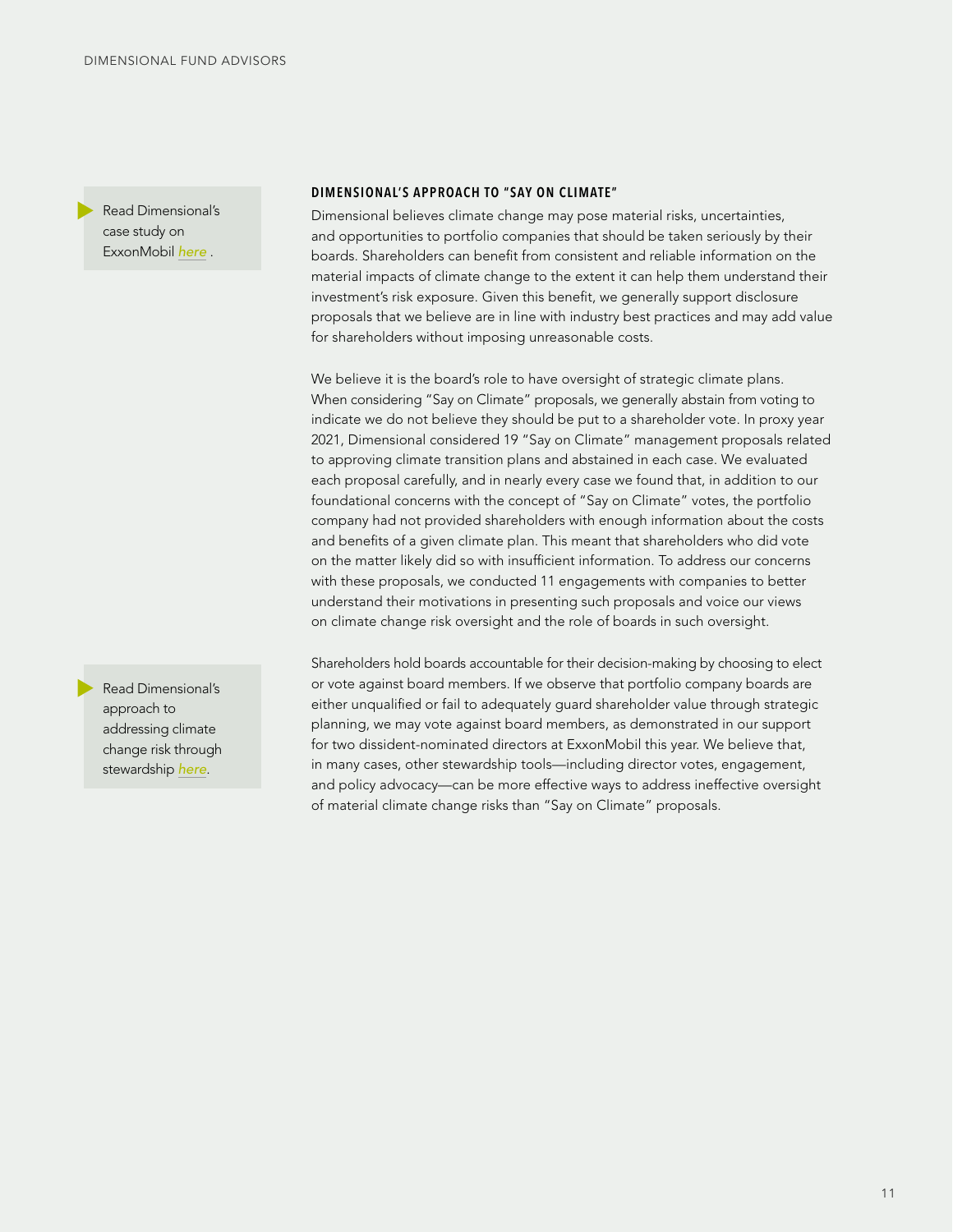Read Dimensional's case study on ExxonMobil *here* .

### DIMENSIONAL'S APPROACH TO "SAY ON CLIMATE"

Dimensional believes climate change may pose material risks, uncertainties, and opportunities to portfolio companies that should be taken seriously by their boards. Shareholders can benefit from consistent and reliable information on the material impacts of climate change to the extent it can help them understand their investment's risk exposure. Given this benefit, we generally support disclosure proposals that we believe are in line with industry best practices and may add value for shareholders without imposing unreasonable costs.

We believe it is the board's role to have oversight of strategic climate plans. When considering "Say on Climate" proposals, we generally abstain from voting to indicate we do not believe they should be put to a shareholder vote. In proxy year 2021, Dimensional considered 19 "Say on Climate" management proposals related to approving climate transition plans and abstained in each case. We evaluated each proposal carefully, and in nearly every case we found that, in addition to our foundational concerns with the concept of "Say on Climate" votes, the portfolio company had not provided shareholders with enough information about the costs and benefits of a given climate plan. This meant that shareholders who did vote on the matter likely did so with insufficient information. To address our concerns with these proposals, we conducted 11 engagements with companies to better understand their motivations in presenting such proposals and voice our views on climate change risk oversight and the role of boards in such oversight.

Read Dimensional's approach to addressing climate change risk through stewardship *here*.

Shareholders hold boards accountable for their decision-making by choosing to elect or vote against board members. If we observe that portfolio company boards are either unqualified or fail to adequately guard shareholder value through strategic planning, we may vote against board members, as demonstrated in our support for two dissident-nominated directors at ExxonMobil this year. We believe that, in many cases, other stewardship tools—including director votes, engagement, and policy advocacy—can be more effective ways to address ineffective oversight of material climate change risks than "Say on Climate" proposals.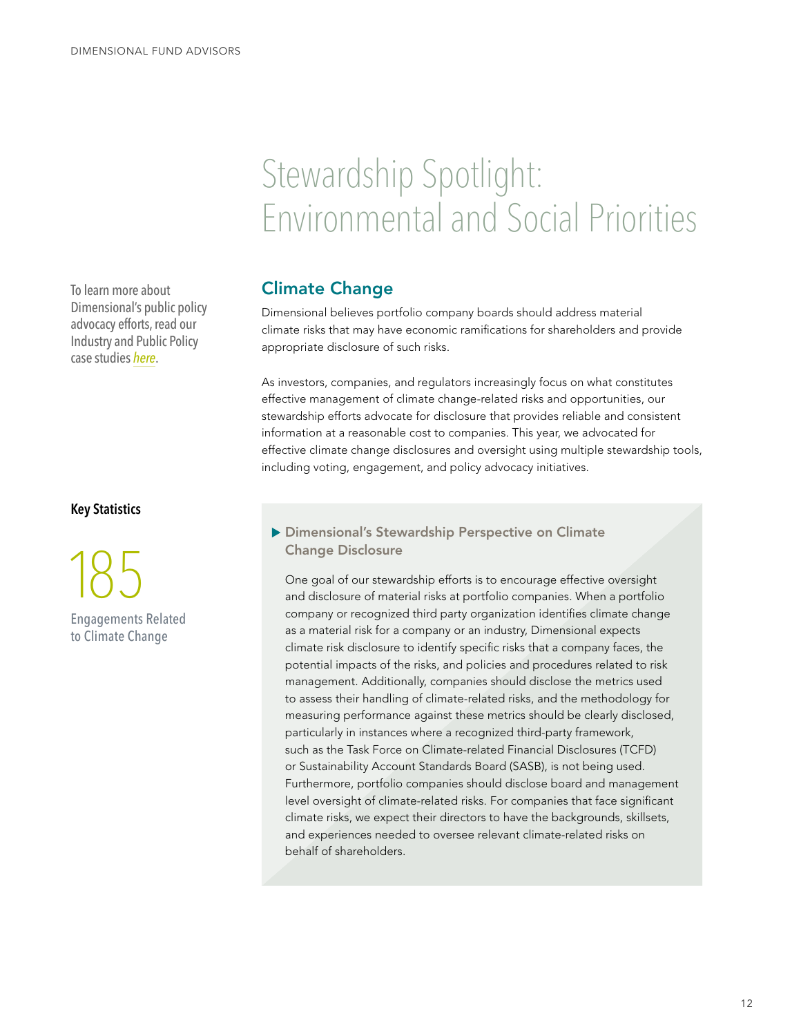# Stewardship Spotlight: Environmental and Social Priorities

To learn more about Dimensional's public policy advocacy efforts, read our Industry and Public Policy case studies *here*.

## Climate Change

Dimensional believes portfolio company boards should address material climate risks that may have economic ramifications for shareholders and provide appropriate disclosure of such risks.

As investors, companies, and regulators increasingly focus on what constitutes effective management of climate change-related risks and opportunities, our stewardship efforts advocate for disclosure that provides reliable and consistent information at a reasonable cost to companies. This year, we advocated for effective climate change disclosures and oversight using multiple stewardship tools, including voting, engagement, and policy advocacy initiatives.

**Key Statistics**

185

Engagements Related to Climate Change

### Dimensional's Stewardship Perspective on Climate Change Disclosure

One goal of our stewardship efforts is to encourage effective oversight and disclosure of material risks at portfolio companies. When a portfolio company or recognized third party organization identifies climate change as a material risk for a company or an industry, Dimensional expects climate risk disclosure to identify specific risks that a company faces, the potential impacts of the risks, and policies and procedures related to risk management. Additionally, companies should disclose the metrics used to assess their handling of climate-related risks, and the methodology for measuring performance against these metrics should be clearly disclosed, particularly in instances where a recognized third-party framework, such as the Task Force on Climate-related Financial Disclosures (TCFD) or Sustainability Account Standards Board (SASB), is not being used. Furthermore, portfolio companies should disclose board and management level oversight of climate-related risks. For companies that face significant climate risks, we expect their directors to have the backgrounds, skillsets, and experiences needed to oversee relevant climate-related risks on behalf of shareholders.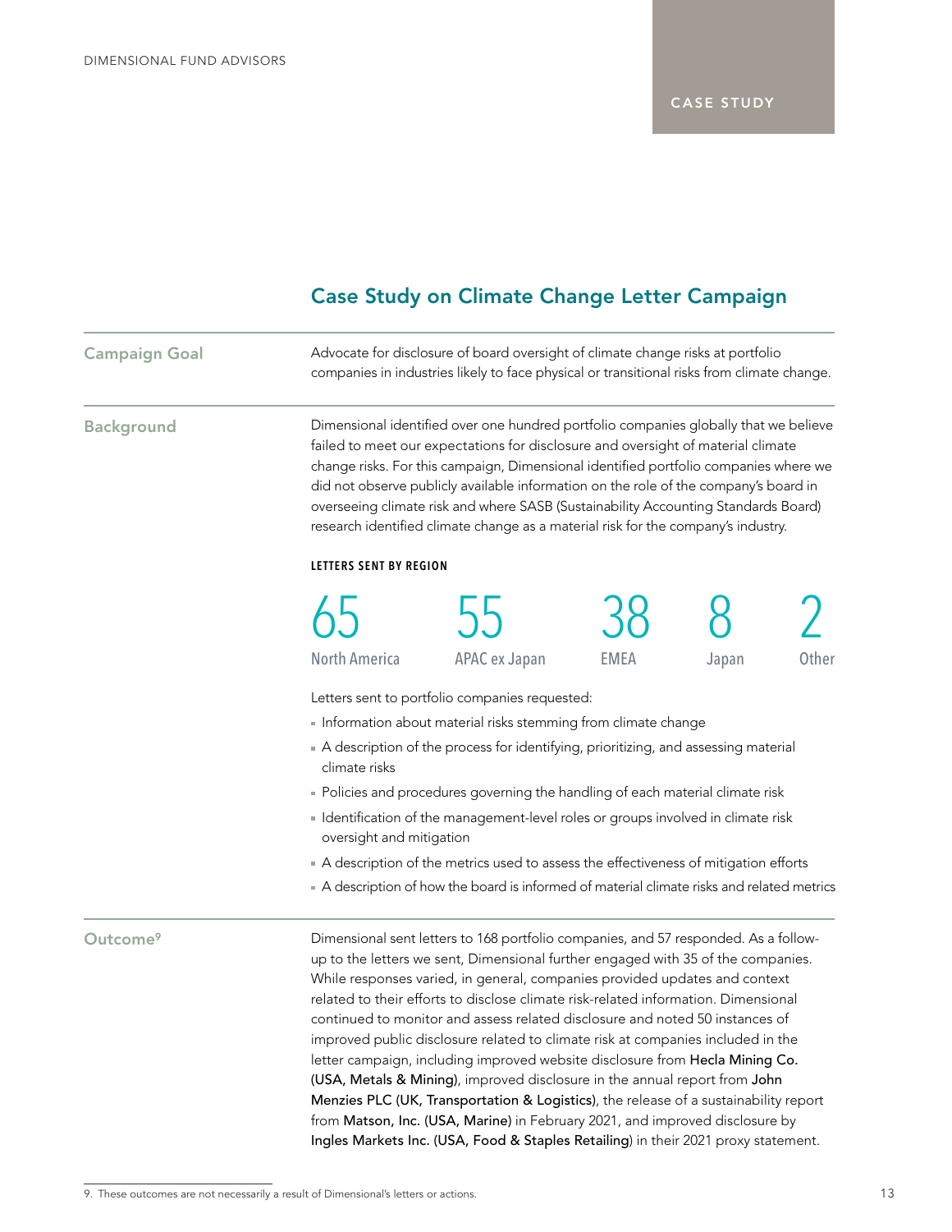CASE STUDY

## Case Study on Climate Change Letter Campaign

**Campaign Goal**

Advocate for disclosure of board oversight of climate change risks at portfolio companies in industries likely to face physical or transitional risks from climate change.

**Background**

Dimensional identified over one hundred portfolio companies globally that we believe failed to meet our expectations for disclosure and oversight of material climate change risks. For this campaign, Dimensional identified portfolio companies where we did not observe publicly available information on the role of the company's board in overseeing climate risk and where SASB (Sustainability Accounting Standards Board) research identified climate change as a material risk for the company's industry.

**LETTERS SENT BY REGION**

| 65 | 55 | 38 | 8 | 2 |
|---|---|---|---|---|
| North America | APAC ex Japan | EMEA | Japan | Other |

Letters sent to portfolio companies requested:

- Information about material risks stemming from climate change
- A description of the process for identifying, prioritizing, and assessing material climate risks
- Policies and procedures governing the handling of each material climate risk
- Identification of the management-level roles or groups involved in climate risk oversight and mitigation
- A description of the metrics used to assess the effectiveness of mitigation efforts
- A description of how the board is informed of material climate risks and related metrics

**Outcome[9]**

Dimensional sent letters to 168 portfolio companies, and 57 responded. As a follow-up to the letters we sent, Dimensional further engaged with 35 of the companies. While responses varied, in general, companies provided updates and context related to their efforts to disclose climate risk-related information. Dimensional continued to monitor and assess related disclosure and noted 50 instances of improved public disclosure related to climate risk at companies included in the letter campaign, including improved website disclosure from Hecla Mining Co. (USA, Metals & Mining), improved disclosure in the annual report from John Menzies PLC (UK, Transportation & Logistics), the release of a sustainability report from Matson, Inc. (USA, Marine) in February 2021, and improved disclosure by Ingles Markets Inc. (USA, Food & Staples Retailing) in their 2021 proxy statement.

9. These outcomes are not necessarily a result of Dimensional's letters or actions.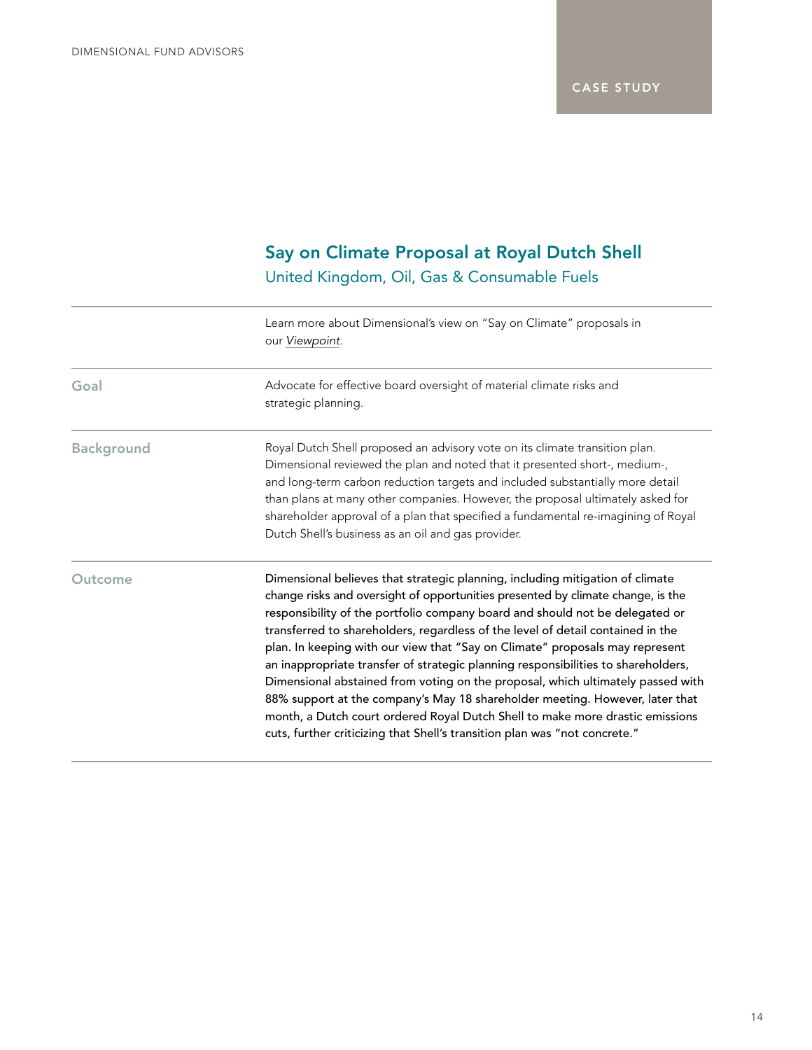CASE STUDY

## Say on Climate Proposal at Royal Dutch Shell

United Kingdom, Oil, Gas & Consumable Fuels

Learn more about Dimensional's view on "Say on Climate" proposals in our *Viewpoint*.

**Goal**

Advocate for effective board oversight of material climate risks and strategic planning.

**Background**

Royal Dutch Shell proposed an advisory vote on its climate transition plan. Dimensional reviewed the plan and noted that it presented short-, medium-, and long-term carbon reduction targets and included substantially more detail than plans at many other companies. However, the proposal ultimately asked for shareholder approval of a plan that specified a fundamental re-imagining of Royal Dutch Shell's business as an oil and gas provider.

**Outcome**

Dimensional believes that strategic planning, including mitigation of climate change risks and oversight of opportunities presented by climate change, is the responsibility of the portfolio company board and should not be delegated or transferred to shareholders, regardless of the level of detail contained in the plan. In keeping with our view that "Say on Climate" proposals may represent an inappropriate transfer of strategic planning responsibilities to shareholders, Dimensional abstained from voting on the proposal, which ultimately passed with 88% support at the company's May 18 shareholder meeting. However, later that month, a Dutch court ordered Royal Dutch Shell to make more drastic emissions cuts, further criticizing that Shell's transition plan was "not concrete."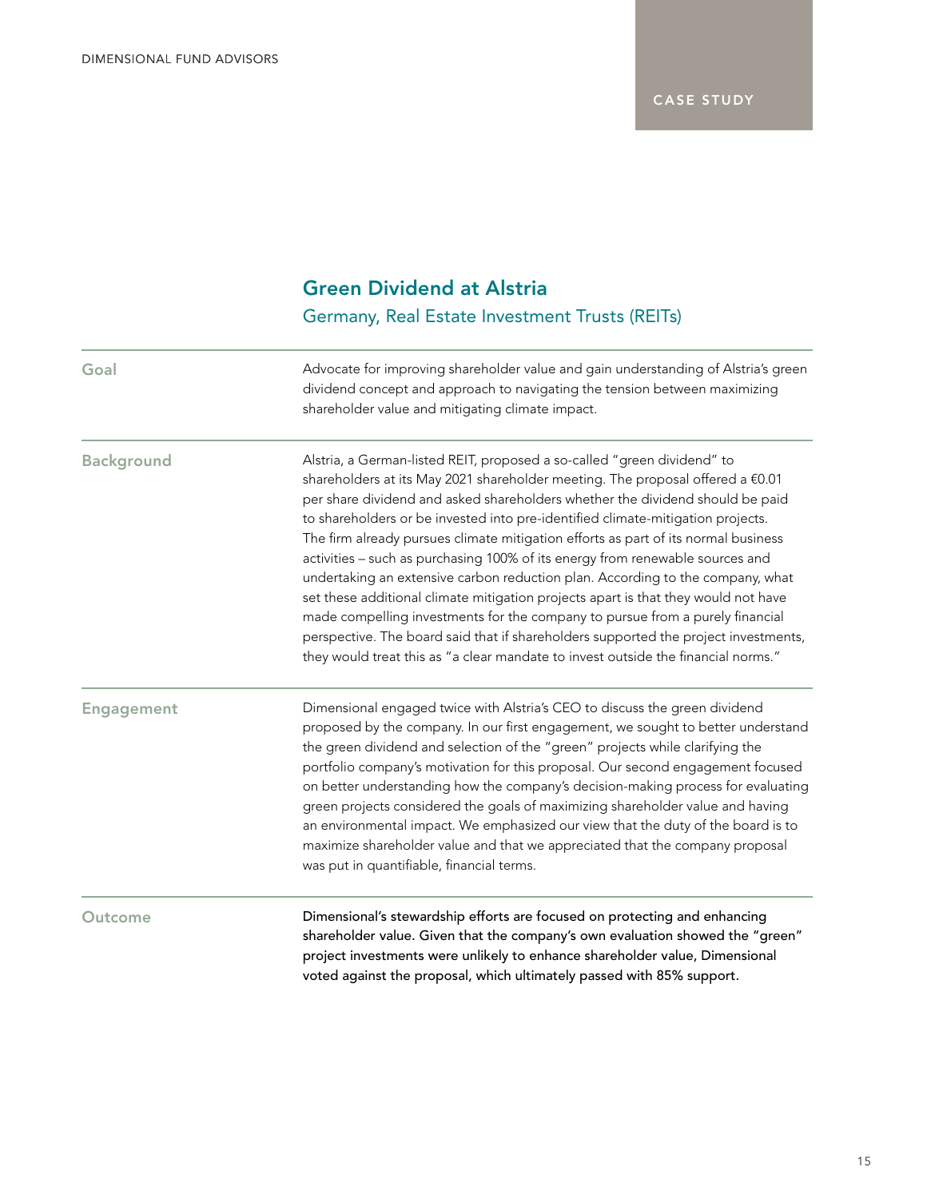CASE STUDY

## Green Dividend at Alstria

Germany, Real Estate Investment Trusts (REITs)

| | |
|---|---|
| **Goal** | Advocate for improving shareholder value and gain understanding of Alstria's green dividend concept and approach to navigating the tension between maximizing shareholder value and mitigating climate impact. |
| **Background** | Alstria, a German-listed REIT, proposed a so-called "green dividend" to shareholders at its May 2021 shareholder meeting. The proposal offered a €0.01 per share dividend and asked shareholders whether the dividend should be paid to shareholders or be invested into pre-identified climate-mitigation projects. The firm already pursues climate mitigation efforts as part of its normal business activities – such as purchasing 100% of its energy from renewable sources and undertaking an extensive carbon reduction plan. According to the company, what set these additional climate mitigation projects apart is that they would not have made compelling investments for the company to pursue from a purely financial perspective. The board said that if shareholders supported the project investments, they would treat this as "a clear mandate to invest outside the financial norms." |
| **Engagement** | Dimensional engaged twice with Alstria's CEO to discuss the green dividend proposed by the company. In our first engagement, we sought to better understand the green dividend and selection of the "green" projects while clarifying the portfolio company's motivation for this proposal. Our second engagement focused on better understanding how the company's decision-making process for evaluating green projects considered the goals of maximizing shareholder value and having an environmental impact. We emphasized our view that the duty of the board is to maximize shareholder value and that we appreciated that the company proposal was put in quantifiable, financial terms. |
| **Outcome** | Dimensional's stewardship efforts are focused on protecting and enhancing shareholder value. Given that the company's own evaluation showed the "green" project investments were unlikely to enhance shareholder value, Dimensional voted against the proposal, which ultimately passed with 85% support. |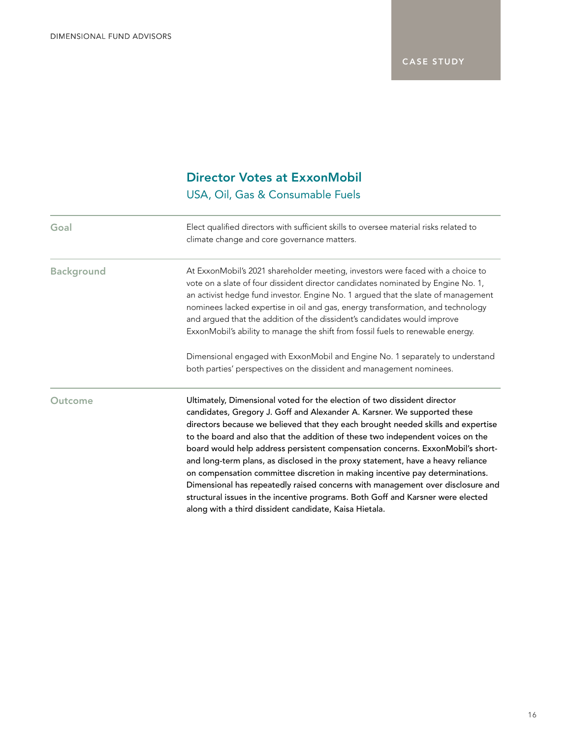CASE STUDY

## Director Votes at ExxonMobil

USA, Oil, Gas & Consumable Fuels

| | |
|---|---|
| **Goal** | Elect qualified directors with sufficient skills to oversee material risks related to climate change and core governance matters. |
| **Background** | At ExxonMobil's 2021 shareholder meeting, investors were faced with a choice to vote on a slate of four dissident director candidates nominated by Engine No. 1, an activist hedge fund investor. Engine No. 1 argued that the slate of management nominees lacked expertise in oil and gas, energy transformation, and technology and argued that the addition of the dissident's candidates would improve ExxonMobil's ability to manage the shift from fossil fuels to renewable energy.<br><br>Dimensional engaged with ExxonMobil and Engine No. 1 separately to understand both parties' perspectives on the dissident and management nominees. |
| **Outcome** | Ultimately, Dimensional voted for the election of two dissident director candidates, Gregory J. Goff and Alexander A. Karsner. We supported these directors because we believed that they each brought needed skills and expertise to the board and also that the addition of these two independent voices on the board would help address persistent compensation concerns. ExxonMobil's short- and long-term plans, as disclosed in the proxy statement, have a heavy reliance on compensation committee discretion in making incentive pay determinations. Dimensional has repeatedly raised concerns with management over disclosure and structural issues in the incentive programs. Both Goff and Karsner were elected along with a third dissident candidate, Kaisa Hietala. |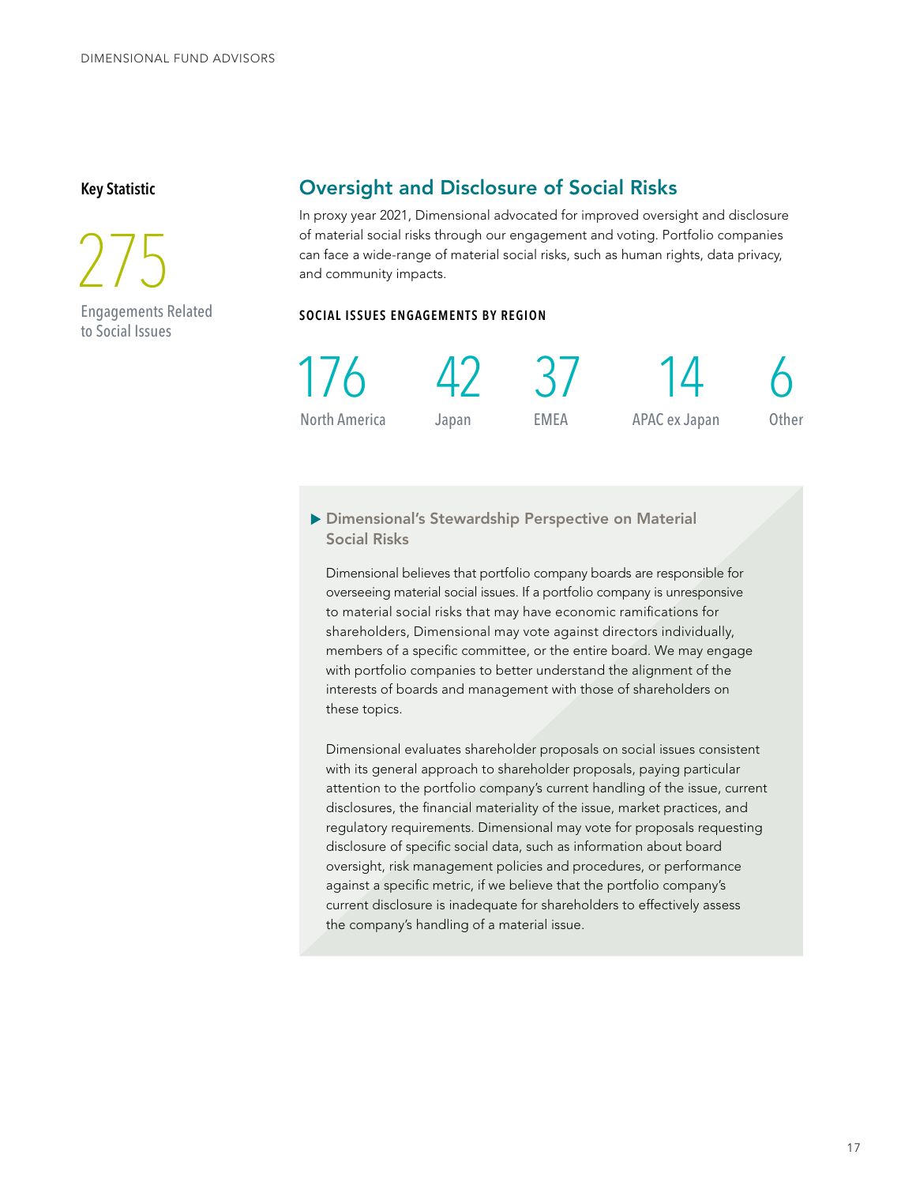**Key Statistic**

275

Engagements Related to Social Issues

## Oversight and Disclosure of Social Risks

In proxy year 2021, Dimensional advocated for improved oversight and disclosure of material social risks through our engagement and voting. Portfolio companies can face a wide-range of material social risks, such as human rights, data privacy, and community impacts.

**SOCIAL ISSUES ENGAGEMENTS BY REGION**

| 176 | 42 | 37 | 14 | 6 |
|---|---|---|---|---|
| North America | Japan | EMEA | APAC ex Japan | Other |

### ▶ Dimensional's Stewardship Perspective on Material Social Risks

Dimensional believes that portfolio company boards are responsible for overseeing material social issues. If a portfolio company is unresponsive to material social risks that may have economic ramifications for shareholders, Dimensional may vote against directors individually, members of a specific committee, or the entire board. We may engage with portfolio companies to better understand the alignment of the interests of boards and management with those of shareholders on these topics.

Dimensional evaluates shareholder proposals on social issues consistent with its general approach to shareholder proposals, paying particular attention to the portfolio company's current handling of the issue, current disclosures, the financial materiality of the issue, market practices, and regulatory requirements. Dimensional may vote for proposals requesting disclosure of specific social data, such as information about board oversight, risk management policies and procedures, or performance against a specific metric, if we believe that the portfolio company's current disclosure is inadequate for shareholders to effectively assess the company's handling of a material issue.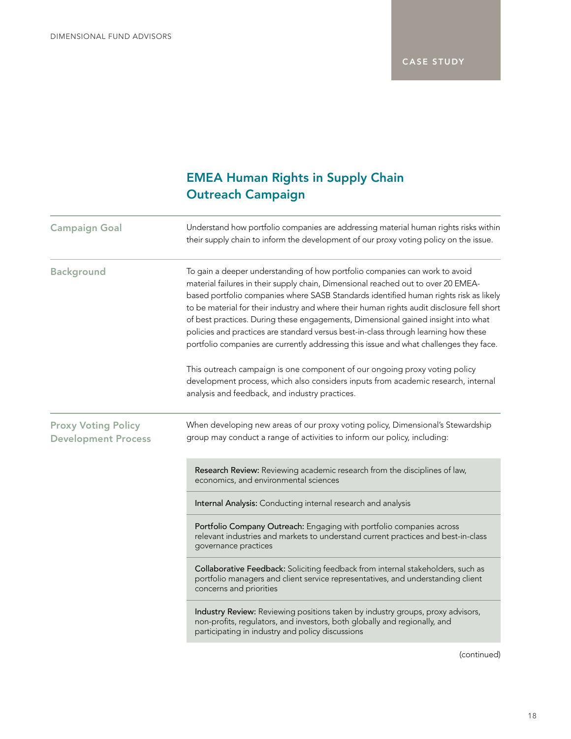CASE STUDY

## EMEA Human Rights in Supply Chain Outreach Campaign

### Campaign Goal

Understand how portfolio companies are addressing material human rights risks within their supply chain to inform the development of our proxy voting policy on the issue.

### Background

To gain a deeper understanding of how portfolio companies can work to avoid material failures in their supply chain, Dimensional reached out to over 20 EMEA-based portfolio companies where SASB Standards identified human rights risk as likely to be material for their industry and where their human rights audit disclosure fell short of best practices. During these engagements, Dimensional gained insight into what policies and practices are standard versus best-in-class through learning how these portfolio companies are currently addressing this issue and what challenges they face.

This outreach campaign is one component of our ongoing proxy voting policy development process, which also considers inputs from academic research, internal analysis and feedback, and industry practices.

### Proxy Voting Policy Development Process

When developing new areas of our proxy voting policy, Dimensional's Stewardship group may conduct a range of activities to inform our policy, including:

- **Research Review:** Reviewing academic research from the disciplines of law, economics, and environmental sciences
- **Internal Analysis:** Conducting internal research and analysis
- **Portfolio Company Outreach:** Engaging with portfolio companies across relevant industries and markets to understand current practices and best-in-class governance practices
- **Collaborative Feedback:** Soliciting feedback from internal stakeholders, such as portfolio managers and client service representatives, and understanding client concerns and priorities
- **Industry Review:** Reviewing positions taken by industry groups, proxy advisors, non-profits, regulators, and investors, both globally and regionally, and participating in industry and policy discussions

(continued)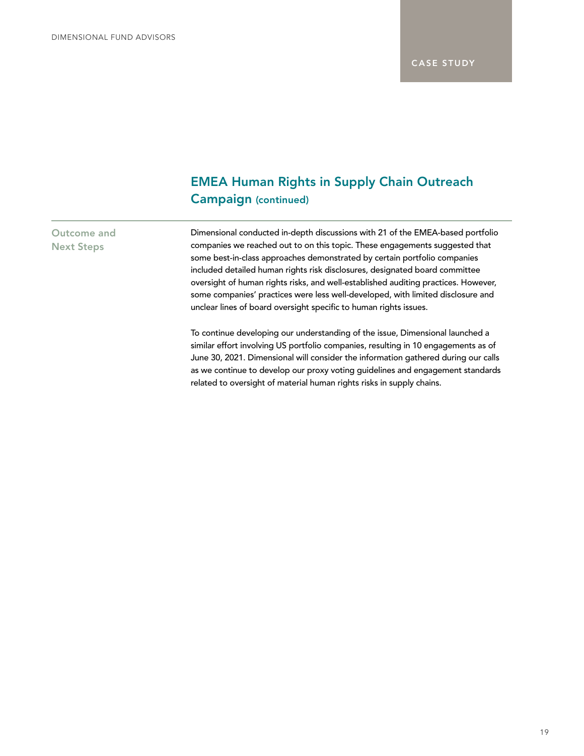CASE STUDY

## EMEA Human Rights in Supply Chain Outreach Campaign (continued)

### Outcome and Next Steps

Dimensional conducted in-depth discussions with 21 of the EMEA-based portfolio companies we reached out to on this topic. These engagements suggested that some best-in-class approaches demonstrated by certain portfolio companies included detailed human rights risk disclosures, designated board committee oversight of human rights risks, and well-established auditing practices. However, some companies' practices were less well-developed, with limited disclosure and unclear lines of board oversight specific to human rights issues.

To continue developing our understanding of the issue, Dimensional launched a similar effort involving US portfolio companies, resulting in 10 engagements as of June 30, 2021. Dimensional will consider the information gathered during our calls as we continue to develop our proxy voting guidelines and engagement standards related to oversight of material human rights risks in supply chains.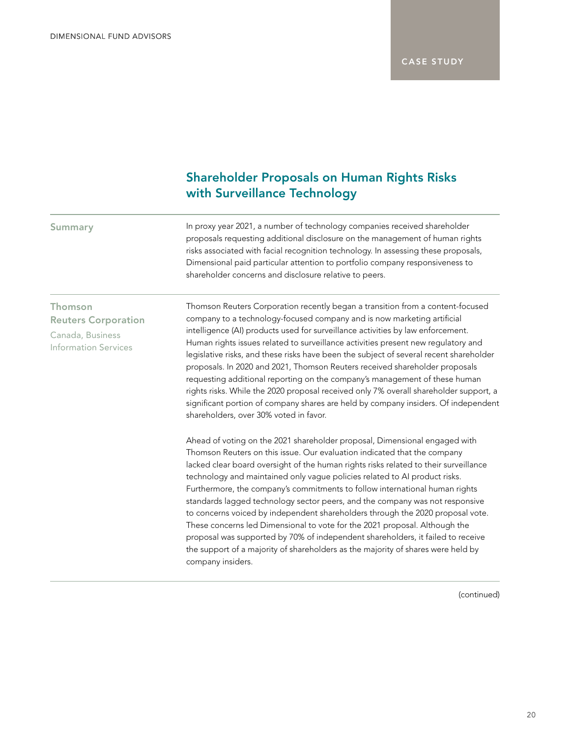CASE STUDY

## Shareholder Proposals on Human Rights Risks with Surveillance Technology

**Summary**

In proxy year 2021, a number of technology companies received shareholder proposals requesting additional disclosure on the management of human rights risks associated with facial recognition technology. In assessing these proposals, Dimensional paid particular attention to portfolio company responsiveness to shareholder concerns and disclosure relative to peers.

**Thomson Reuters Corporation**
Canada, Business Information Services

Thomson Reuters Corporation recently began a transition from a content-focused company to a technology-focused company and is now marketing artificial intelligence (AI) products used for surveillance activities by law enforcement. Human rights issues related to surveillance activities present new regulatory and legislative risks, and these risks have been the subject of several recent shareholder proposals. In 2020 and 2021, Thomson Reuters received shareholder proposals requesting additional reporting on the company's management of these human rights risks. While the 2020 proposal received only 7% overall shareholder support, a significant portion of company shares are held by company insiders. Of independent shareholders, over 30% voted in favor.

Ahead of voting on the 2021 shareholder proposal, Dimensional engaged with Thomson Reuters on this issue. Our evaluation indicated that the company lacked clear board oversight of the human rights risks related to their surveillance technology and maintained only vague policies related to AI product risks. Furthermore, the company's commitments to follow international human rights standards lagged technology sector peers, and the company was not responsive to concerns voiced by independent shareholders through the 2020 proposal vote. These concerns led Dimensional to vote for the 2021 proposal. Although the proposal was supported by 70% of independent shareholders, it failed to receive the support of a majority of shareholders as the majority of shares were held by company insiders.

(continued)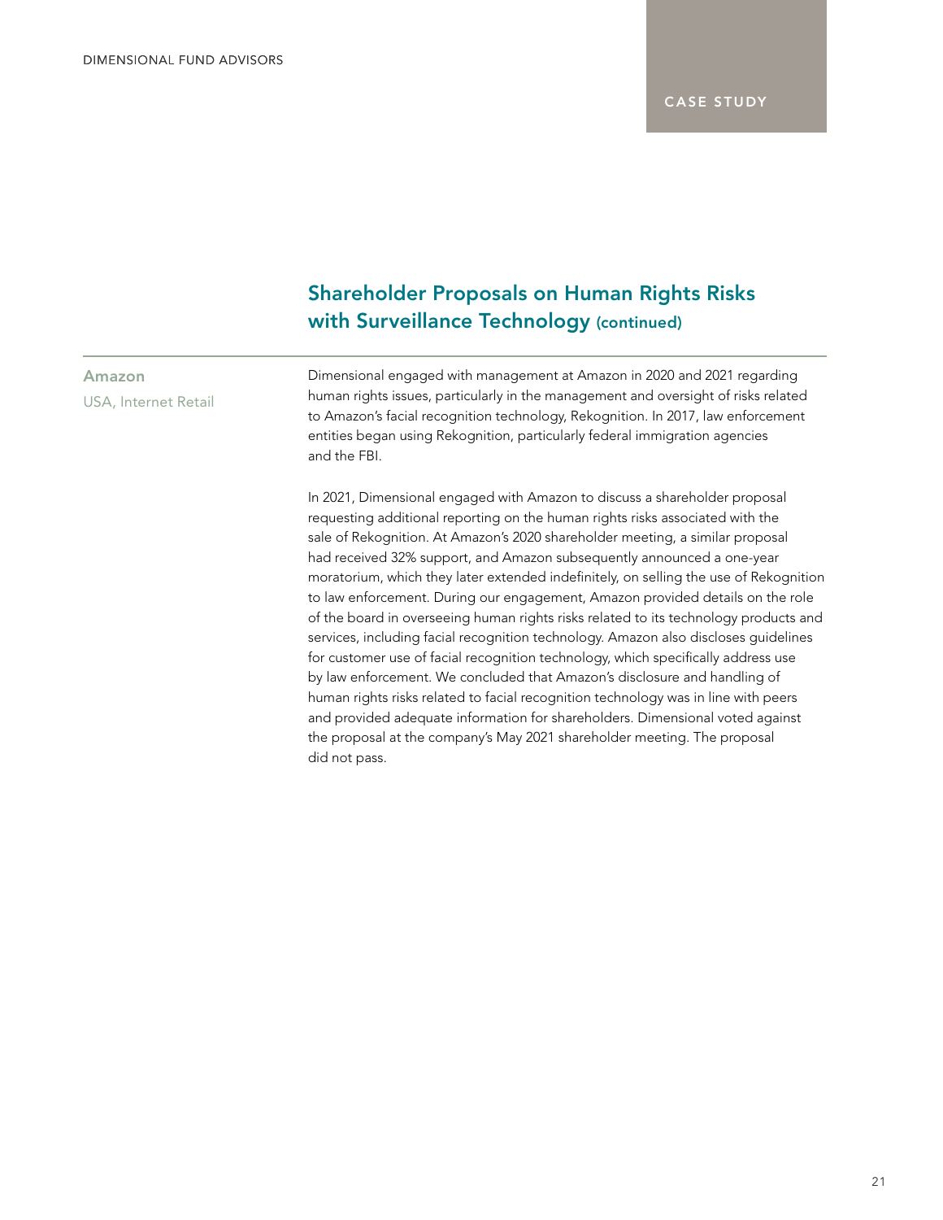CASE STUDY

## Shareholder Proposals on Human Rights Risks with Surveillance Technology (continued)

**Amazon**
USA, Internet Retail

Dimensional engaged with management at Amazon in 2020 and 2021 regarding human rights issues, particularly in the management and oversight of risks related to Amazon's facial recognition technology, Rekognition. In 2017, law enforcement entities began using Rekognition, particularly federal immigration agencies and the FBI.

In 2021, Dimensional engaged with Amazon to discuss a shareholder proposal requesting additional reporting on the human rights risks associated with the sale of Rekognition. At Amazon's 2020 shareholder meeting, a similar proposal had received 32% support, and Amazon subsequently announced a one-year moratorium, which they later extended indefinitely, on selling the use of Rekognition to law enforcement. During our engagement, Amazon provided details on the role of the board in overseeing human rights risks related to its technology products and services, including facial recognition technology. Amazon also discloses guidelines for customer use of facial recognition technology, which specifically address use by law enforcement. We concluded that Amazon's disclosure and handling of human rights risks related to facial recognition technology was in line with peers and provided adequate information for shareholders. Dimensional voted against the proposal at the company's May 2021 shareholder meeting. The proposal did not pass.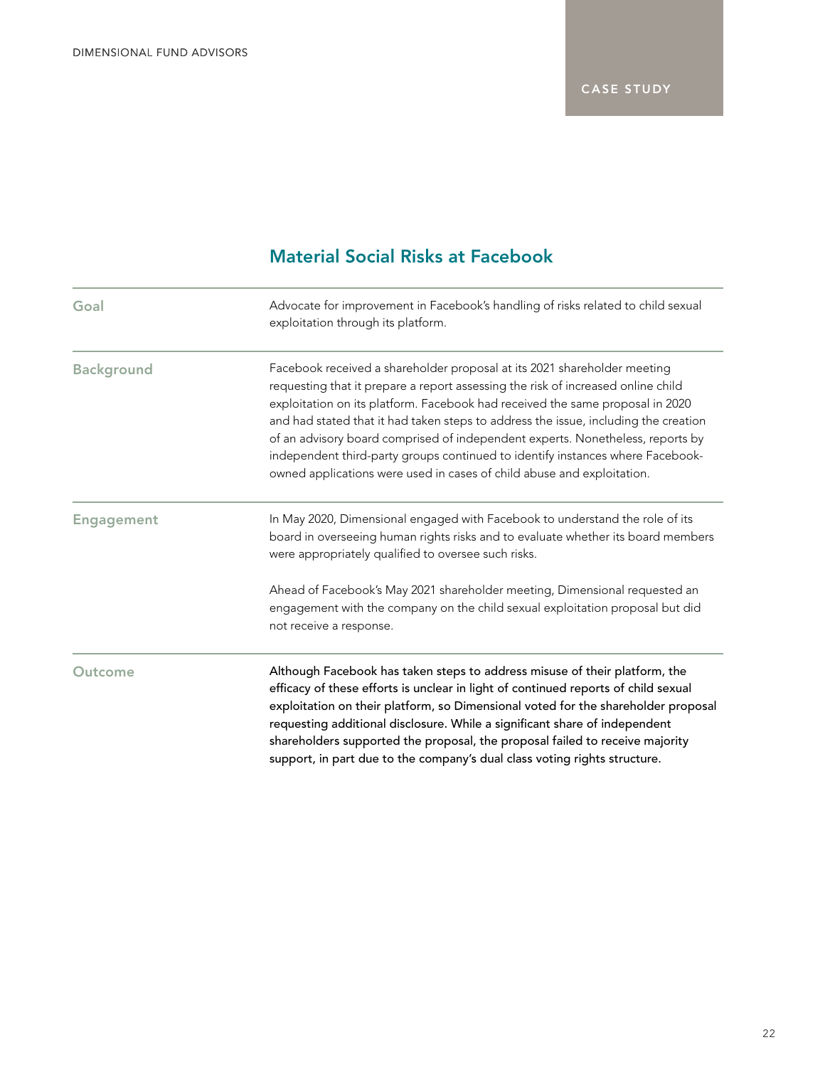CASE STUDY

## Material Social Risks at Facebook

| | |
|---|---|
| **Goal** | Advocate for improvement in Facebook's handling of risks related to child sexual exploitation through its platform. |
| **Background** | Facebook received a shareholder proposal at its 2021 shareholder meeting requesting that it prepare a report assessing the risk of increased online child exploitation on its platform. Facebook had received the same proposal in 2020 and had stated that it had taken steps to address the issue, including the creation of an advisory board comprised of independent experts. Nonetheless, reports by independent third-party groups continued to identify instances where Facebook-owned applications were used in cases of child abuse and exploitation. |
| **Engagement** | In May 2020, Dimensional engaged with Facebook to understand the role of its board in overseeing human rights risks and to evaluate whether its board members were appropriately qualified to oversee such risks.<br><br>Ahead of Facebook's May 2021 shareholder meeting, Dimensional requested an engagement with the company on the child sexual exploitation proposal but did not receive a response. |
| **Outcome** | Although Facebook has taken steps to address misuse of their platform, the efficacy of these efforts is unclear in light of continued reports of child sexual exploitation on their platform, so Dimensional voted for the shareholder proposal requesting additional disclosure. While a significant share of independent shareholders supported the proposal, the proposal failed to receive majority support, in part due to the company's dual class voting rights structure. |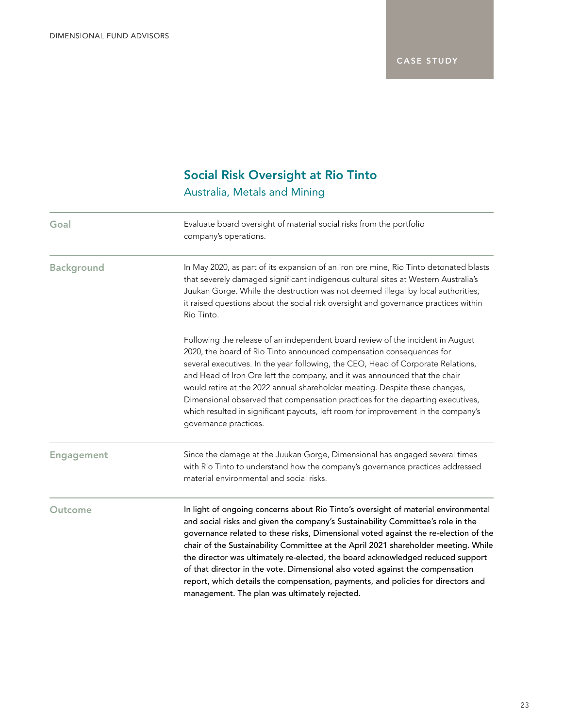CASE STUDY

## Social Risk Oversight at Rio Tinto

Australia, Metals and Mining

| | |
|---|---|
| **Goal** | Evaluate board oversight of material social risks from the portfolio company's operations. |
| **Background** | In May 2020, as part of its expansion of an iron ore mine, Rio Tinto detonated blasts that severely damaged significant indigenous cultural sites at Western Australia's Juukan Gorge. While the destruction was not deemed illegal by local authorities, it raised questions about the social risk oversight and governance practices within Rio Tinto.<br><br>Following the release of an independent board review of the incident in August 2020, the board of Rio Tinto announced compensation consequences for several executives. In the year following, the CEO, Head of Corporate Relations, and Head of Iron Ore left the company, and it was announced that the chair would retire at the 2022 annual shareholder meeting. Despite these changes, Dimensional observed that compensation practices for the departing executives, which resulted in significant payouts, left room for improvement in the company's governance practices. |
| **Engagement** | Since the damage at the Juukan Gorge, Dimensional has engaged several times with Rio Tinto to understand how the company's governance practices addressed material environmental and social risks. |
| **Outcome** | In light of ongoing concerns about Rio Tinto's oversight of material environmental and social risks and given the company's Sustainability Committee's role in the governance related to these risks, Dimensional voted against the re-election of the chair of the Sustainability Committee at the April 2021 shareholder meeting. While the director was ultimately re-elected, the board acknowledged reduced support of that director in the vote. Dimensional also voted against the compensation report, which details the compensation, payments, and policies for directors and management. The plan was ultimately rejected. |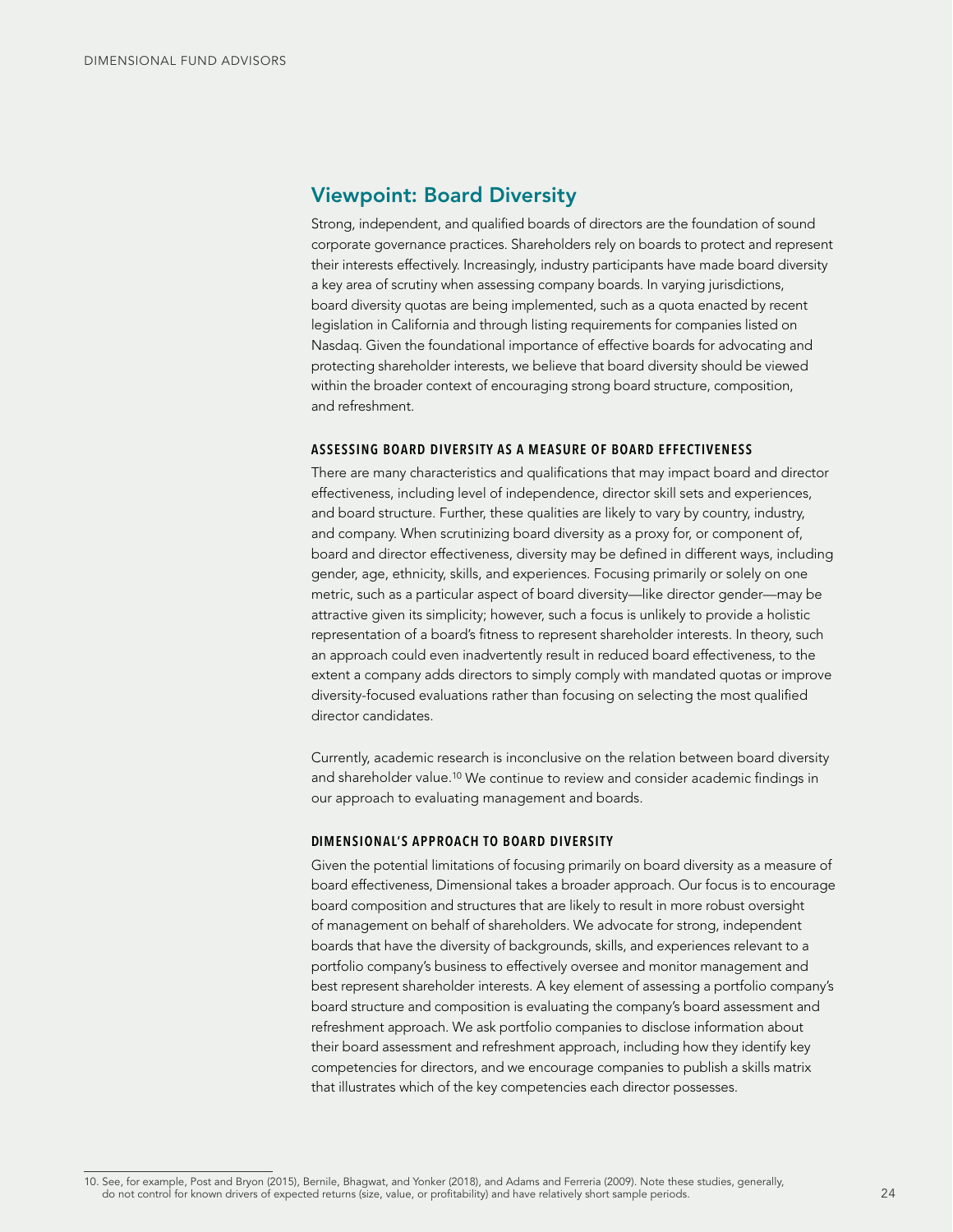## Viewpoint: Board Diversity

Strong, independent, and qualified boards of directors are the foundation of sound corporate governance practices. Shareholders rely on boards to protect and represent their interests effectively. Increasingly, industry participants have made board diversity a key area of scrutiny when assessing company boards. In varying jurisdictions, board diversity quotas are being implemented, such as a quota enacted by recent legislation in California and through listing requirements for companies listed on Nasdaq. Given the foundational importance of effective boards for advocating and protecting shareholder interests, we believe that board diversity should be viewed within the broader context of encouraging strong board structure, composition, and refreshment.

### ASSESSING BOARD DIVERSITY AS A MEASURE OF BOARD EFFECTIVENESS

There are many characteristics and qualifications that may impact board and director effectiveness, including level of independence, director skill sets and experiences, and board structure. Further, these qualities are likely to vary by country, industry, and company. When scrutinizing board diversity as a proxy for, or component of, board and director effectiveness, diversity may be defined in different ways, including gender, age, ethnicity, skills, and experiences. Focusing primarily or solely on one metric, such as a particular aspect of board diversity—like director gender—may be attractive given its simplicity; however, such a focus is unlikely to provide a holistic representation of a board's fitness to represent shareholder interests. In theory, such an approach could even inadvertently result in reduced board effectiveness, to the extent a company adds directors to simply comply with mandated quotas or improve diversity-focused evaluations rather than focusing on selecting the most qualified director candidates.

Currently, academic research is inconclusive on the relation between board diversity and shareholder value.[10] We continue to review and consider academic findings in our approach to evaluating management and boards.

### DIMENSIONAL'S APPROACH TO BOARD DIVERSITY

Given the potential limitations of focusing primarily on board diversity as a measure of board effectiveness, Dimensional takes a broader approach. Our focus is to encourage board composition and structures that are likely to result in more robust oversight of management on behalf of shareholders. We advocate for strong, independent boards that have the diversity of backgrounds, skills, and experiences relevant to a portfolio company's business to effectively oversee and monitor management and best represent shareholder interests. A key element of assessing a portfolio company's board structure and composition is evaluating the company's board assessment and refreshment approach. We ask portfolio companies to disclose information about their board assessment and refreshment approach, including how they identify key competencies for directors, and we encourage companies to publish a skills matrix that illustrates which of the key competencies each director possesses.

---

10. See, for example, Post and Bryon (2015), Bernile, Bhagwat, and Yonker (2018), and Adams and Ferreria (2009). Note these studies, generally, do not control for known drivers of expected returns (size, value, or profitability) and have relatively short sample periods.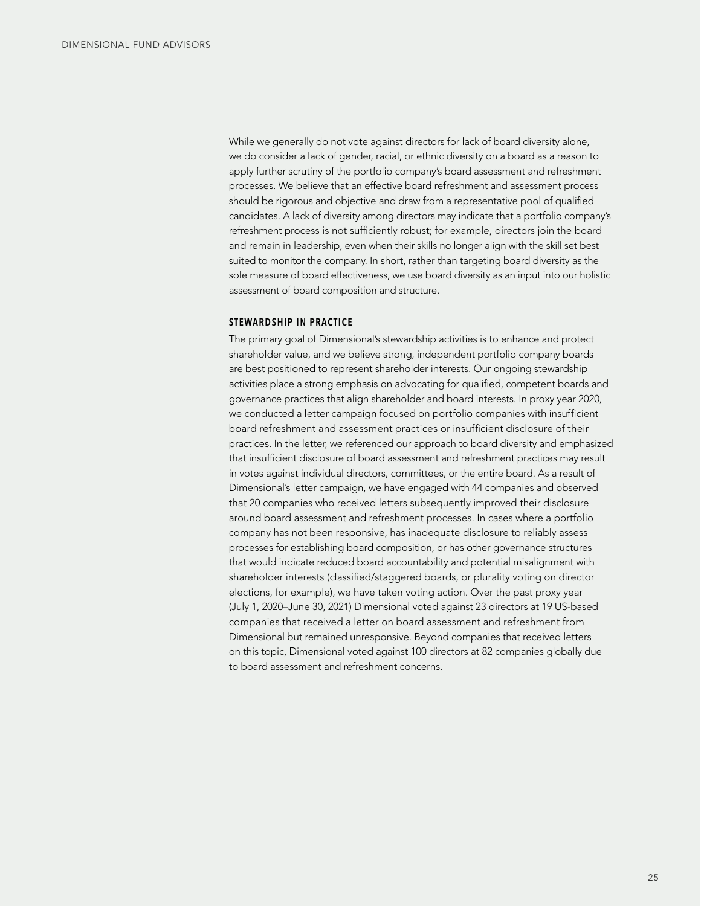While we generally do not vote against directors for lack of board diversity alone, we do consider a lack of gender, racial, or ethnic diversity on a board as a reason to apply further scrutiny of the portfolio company's board assessment and refreshment processes. We believe that an effective board refreshment and assessment process should be rigorous and objective and draw from a representative pool of qualified candidates. A lack of diversity among directors may indicate that a portfolio company's refreshment process is not sufficiently robust; for example, directors join the board and remain in leadership, even when their skills no longer align with the skill set best suited to monitor the company. In short, rather than targeting board diversity as the sole measure of board effectiveness, we use board diversity as an input into our holistic assessment of board composition and structure.

### STEWARDSHIP IN PRACTICE

The primary goal of Dimensional's stewardship activities is to enhance and protect shareholder value, and we believe strong, independent portfolio company boards are best positioned to represent shareholder interests. Our ongoing stewardship activities place a strong emphasis on advocating for qualified, competent boards and governance practices that align shareholder and board interests. In proxy year 2020, we conducted a letter campaign focused on portfolio companies with insufficient board refreshment and assessment practices or insufficient disclosure of their practices. In the letter, we referenced our approach to board diversity and emphasized that insufficient disclosure of board assessment and refreshment practices may result in votes against individual directors, committees, or the entire board. As a result of Dimensional's letter campaign, we have engaged with 44 companies and observed that 20 companies who received letters subsequently improved their disclosure around board assessment and refreshment processes. In cases where a portfolio company has not been responsive, has inadequate disclosure to reliably assess processes for establishing board composition, or has other governance structures that would indicate reduced board accountability and potential misalignment with shareholder interests (classified/staggered boards, or plurality voting on director elections, for example), we have taken voting action. Over the past proxy year (July 1, 2020–June 30, 2021) Dimensional voted against 23 directors at 19 US-based companies that received a letter on board assessment and refreshment from Dimensional but remained unresponsive. Beyond companies that received letters on this topic, Dimensional voted against 100 directors at 82 companies globally due to board assessment and refreshment concerns.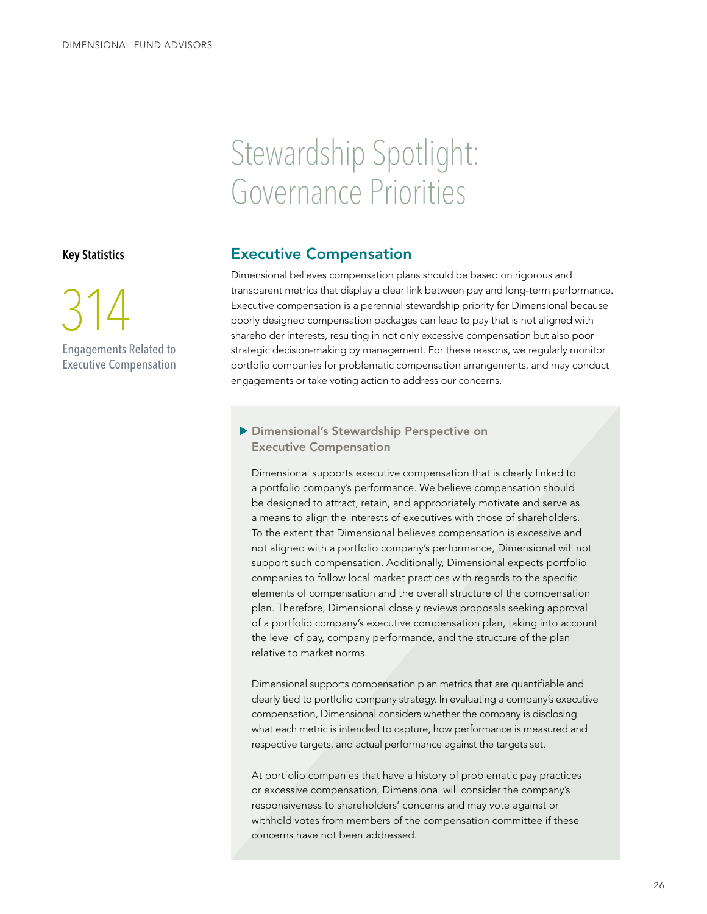# Stewardship Spotlight: Governance Priorities

**Key Statistics**

314

Engagements Related to Executive Compensation

## Executive Compensation

Dimensional believes compensation plans should be based on rigorous and transparent metrics that display a clear link between pay and long-term performance. Executive compensation is a perennial stewardship priority for Dimensional because poorly designed compensation packages can lead to pay that is not aligned with shareholder interests, resulting in not only excessive compensation but also poor strategic decision-making by management. For these reasons, we regularly monitor portfolio companies for problematic compensation arrangements, and may conduct engagements or take voting action to address our concerns.

### ▶ Dimensional's Stewardship Perspective on Executive Compensation

Dimensional supports executive compensation that is clearly linked to a portfolio company's performance. We believe compensation should be designed to attract, retain, and appropriately motivate and serve as a means to align the interests of executives with those of shareholders. To the extent that Dimensional believes compensation is excessive and not aligned with a portfolio company's performance, Dimensional will not support such compensation. Additionally, Dimensional expects portfolio companies to follow local market practices with regards to the specific elements of compensation and the overall structure of the compensation plan. Therefore, Dimensional closely reviews proposals seeking approval of a portfolio company's executive compensation plan, taking into account the level of pay, company performance, and the structure of the plan relative to market norms.

Dimensional supports compensation plan metrics that are quantifiable and clearly tied to portfolio company strategy. In evaluating a company's executive compensation, Dimensional considers whether the company is disclosing what each metric is intended to capture, how performance is measured and respective targets, and actual performance against the targets set.

At portfolio companies that have a history of problematic pay practices or excessive compensation, Dimensional will consider the company's responsiveness to shareholders' concerns and may vote against or withhold votes from members of the compensation committee if these concerns have not been addressed.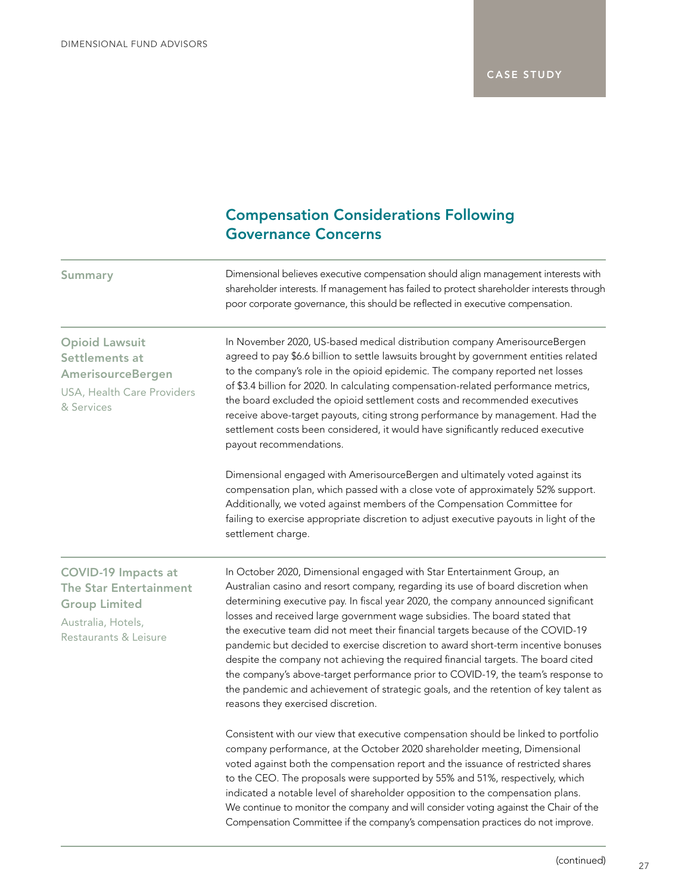CASE STUDY

## Compensation Considerations Following Governance Concerns

### Summary

Dimensional believes executive compensation should align management interests with shareholder interests. If management has failed to protect shareholder interests through poor corporate governance, this should be reflected in executive compensation.

### Opioid Lawsuit Settlements at AmerisourceBergen

USA, Health Care Providers & Services

In November 2020, US-based medical distribution company AmerisourceBergen agreed to pay $6.6 billion to settle lawsuits brought by government entities related to the company's role in the opioid epidemic. The company reported net losses of $3.4 billion for 2020. In calculating compensation-related performance metrics, the board excluded the opioid settlement costs and recommended executives receive above-target payouts, citing strong performance by management. Had the settlement costs been considered, it would have significantly reduced executive payout recommendations.

Dimensional engaged with AmerisourceBergen and ultimately voted against its compensation plan, which passed with a close vote of approximately 52% support. Additionally, we voted against members of the Compensation Committee for failing to exercise appropriate discretion to adjust executive payouts in light of the settlement charge.

### COVID-19 Impacts at The Star Entertainment Group Limited

Australia, Hotels, Restaurants & Leisure

In October 2020, Dimensional engaged with Star Entertainment Group, an Australian casino and resort company, regarding its use of board discretion when determining executive pay. In fiscal year 2020, the company announced significant losses and received large government wage subsidies. The board stated that the executive team did not meet their financial targets because of the COVID-19 pandemic but decided to exercise discretion to award short-term incentive bonuses despite the company not achieving the required financial targets. The board cited the company's above-target performance prior to COVID-19, the team's response to the pandemic and achievement of strategic goals, and the retention of key talent as reasons they exercised discretion.

Consistent with our view that executive compensation should be linked to portfolio company performance, at the October 2020 shareholder meeting, Dimensional voted against both the compensation report and the issuance of restricted shares to the CEO. The proposals were supported by 55% and 51%, respectively, which indicated a notable level of shareholder opposition to the compensation plans. We continue to monitor the company and will consider voting against the Chair of the Compensation Committee if the company's compensation practices do not improve.

(continued)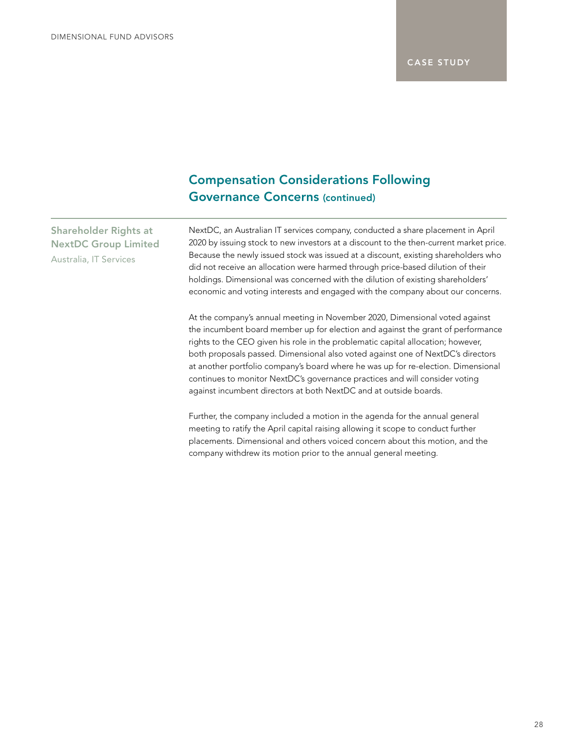CASE STUDY

## Compensation Considerations Following Governance Concerns (continued)

### Shareholder Rights at NextDC Group Limited

Australia, IT Services

NextDC, an Australian IT services company, conducted a share placement in April 2020 by issuing stock to new investors at a discount to the then-current market price. Because the newly issued stock was issued at a discount, existing shareholders who did not receive an allocation were harmed through price-based dilution of their holdings. Dimensional was concerned with the dilution of existing shareholders' economic and voting interests and engaged with the company about our concerns.

At the company's annual meeting in November 2020, Dimensional voted against the incumbent board member up for election and against the grant of performance rights to the CEO given his role in the problematic capital allocation; however, both proposals passed. Dimensional also voted against one of NextDC's directors at another portfolio company's board where he was up for re-election. Dimensional continues to monitor NextDC's governance practices and will consider voting against incumbent directors at both NextDC and at outside boards.

Further, the company included a motion in the agenda for the annual general meeting to ratify the April capital raising allowing it scope to conduct further placements. Dimensional and others voiced concern about this motion, and the company withdrew its motion prior to the annual general meeting.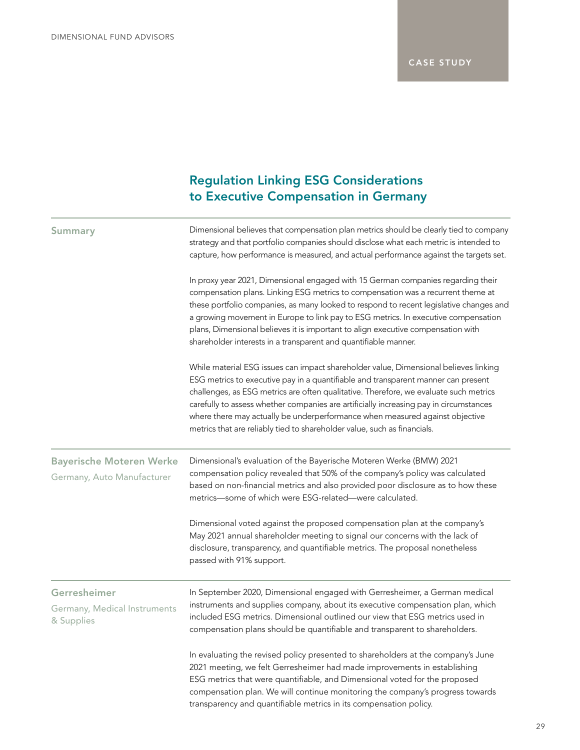CASE STUDY

## Regulation Linking ESG Considerations to Executive Compensation in Germany

### Summary

Dimensional believes that compensation plan metrics should be clearly tied to company strategy and that portfolio companies should disclose what each metric is intended to capture, how performance is measured, and actual performance against the targets set.

In proxy year 2021, Dimensional engaged with 15 German companies regarding their compensation plans. Linking ESG metrics to compensation was a recurrent theme at these portfolio companies, as many looked to respond to recent legislative changes and a growing movement in Europe to link pay to ESG metrics. In executive compensation plans, Dimensional believes it is important to align executive compensation with shareholder interests in a transparent and quantifiable manner.

While material ESG issues can impact shareholder value, Dimensional believes linking ESG metrics to executive pay in a quantifiable and transparent manner can present challenges, as ESG metrics are often qualitative. Therefore, we evaluate such metrics carefully to assess whether companies are artificially increasing pay in circumstances where there may actually be underperformance when measured against objective metrics that are reliably tied to shareholder value, such as financials.

### Bayerische Moteren Werke

Germany, Auto Manufacturer

Dimensional's evaluation of the Bayerische Moteren Werke (BMW) 2021 compensation policy revealed that 50% of the company's policy was calculated based on non-financial metrics and also provided poor disclosure as to how these metrics—some of which were ESG-related—were calculated.

Dimensional voted against the proposed compensation plan at the company's May 2021 annual shareholder meeting to signal our concerns with the lack of disclosure, transparency, and quantifiable metrics. The proposal nonetheless passed with 91% support.

### Gerresheimer

Germany, Medical Instruments & Supplies

In September 2020, Dimensional engaged with Gerresheimer, a German medical instruments and supplies company, about its executive compensation plan, which included ESG metrics. Dimensional outlined our view that ESG metrics used in compensation plans should be quantifiable and transparent to shareholders.

In evaluating the revised policy presented to shareholders at the company's June 2021 meeting, we felt Gerresheimer had made improvements in establishing ESG metrics that were quantifiable, and Dimensional voted for the proposed compensation plan. We will continue monitoring the company's progress towards transparency and quantifiable metrics in its compensation policy.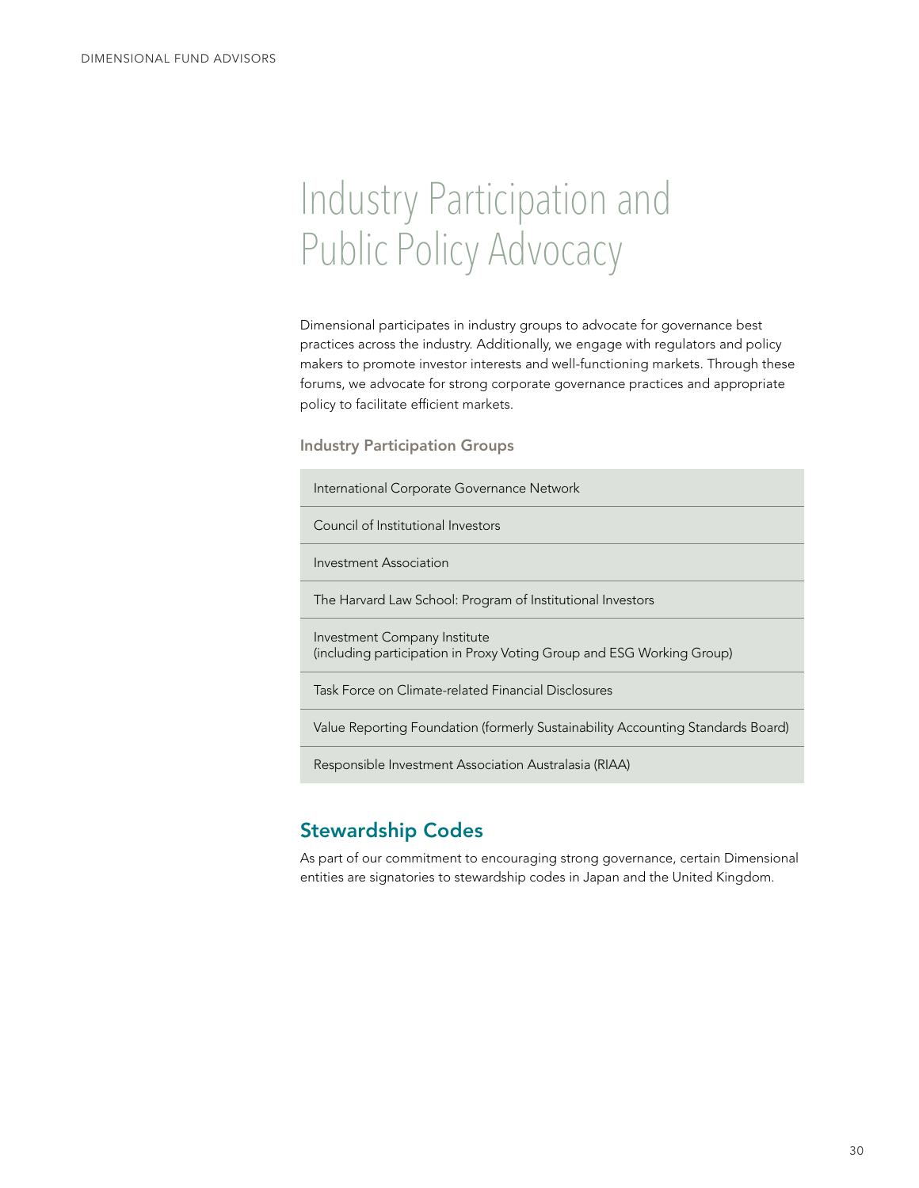# Industry Participation and Public Policy Advocacy

Dimensional participates in industry groups to advocate for governance best practices across the industry. Additionally, we engage with regulators and policy makers to promote investor interests and well-functioning markets. Through these forums, we advocate for strong corporate governance practices and appropriate policy to facilitate efficient markets.

### Industry Participation Groups

| |
|---|
| International Corporate Governance Network |
| Council of Institutional Investors |
| Investment Association |
| The Harvard Law School: Program of Institutional Investors |
| Investment Company Institute (including participation in Proxy Voting Group and ESG Working Group) |
| Task Force on Climate-related Financial Disclosures |
| Value Reporting Foundation (formerly Sustainability Accounting Standards Board) |
| Responsible Investment Association Australasia (RIAA) |

## Stewardship Codes

As part of our commitment to encouraging strong governance, certain Dimensional entities are signatories to stewardship codes in Japan and the United Kingdom.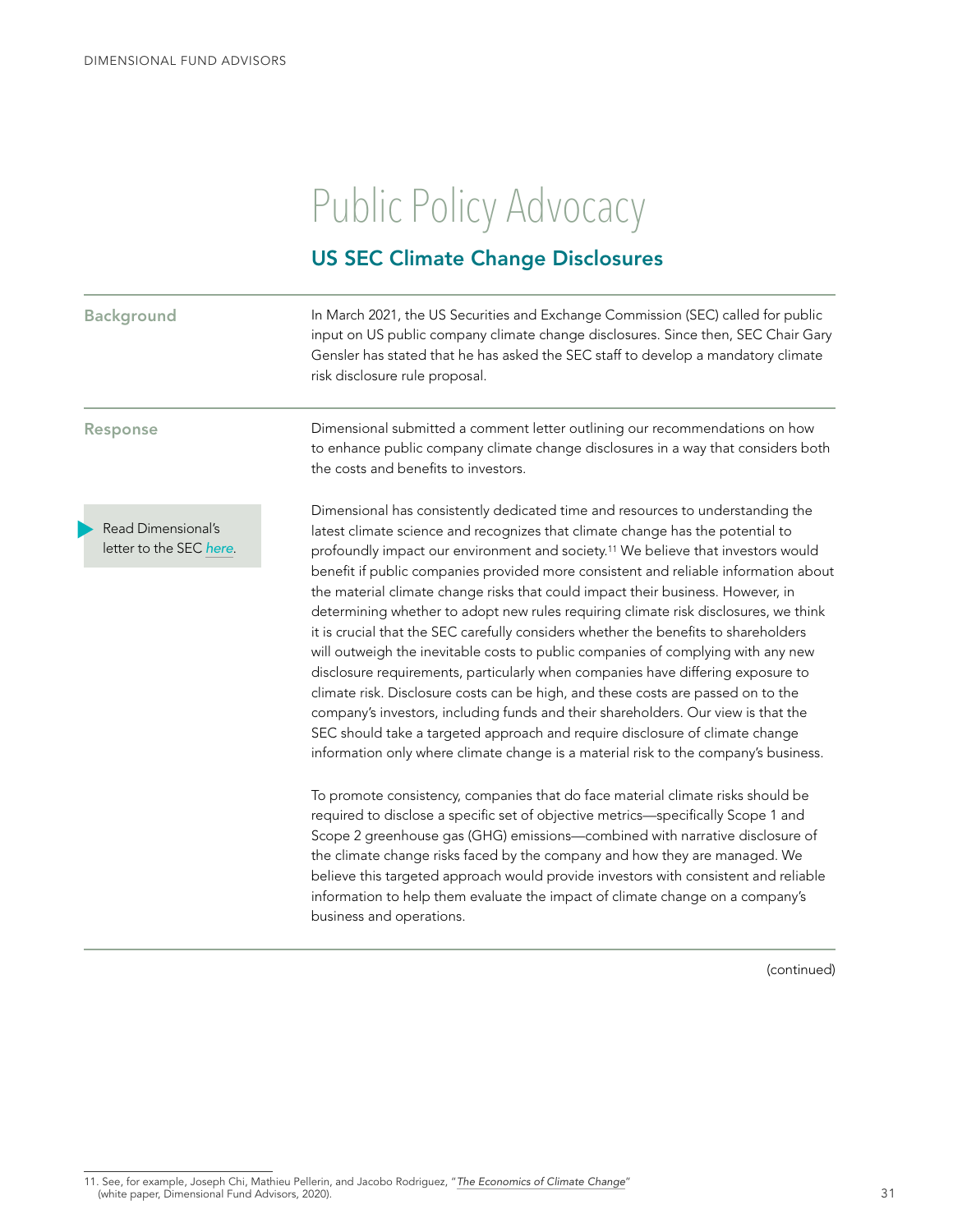# Public Policy Advocacy

## US SEC Climate Change Disclosures

**Background**

In March 2021, the US Securities and Exchange Commission (SEC) called for public input on US public company climate change disclosures. Since then, SEC Chair Gary Gensler has stated that he has asked the SEC staff to develop a mandatory climate risk disclosure rule proposal.

**Response**

Dimensional submitted a comment letter outlining our recommendations on how to enhance public company climate change disclosures in a way that considers both the costs and benefits to investors.

Read Dimensional's letter to the SEC *here*.

Dimensional has consistently dedicated time and resources to understanding the latest climate science and recognizes that climate change has the potential to profoundly impact our environment and society.[11] We believe that investors would benefit if public companies provided more consistent and reliable information about the material climate change risks that could impact their business. However, in determining whether to adopt new rules requiring climate risk disclosures, we think it is crucial that the SEC carefully considers whether the benefits to shareholders will outweigh the inevitable costs to public companies of complying with any new disclosure requirements, particularly when companies have differing exposure to climate risk. Disclosure costs can be high, and these costs are passed on to the company's investors, including funds and their shareholders. Our view is that the SEC should take a targeted approach and require disclosure of climate change information only where climate change is a material risk to the company's business.

To promote consistency, companies that do face material climate risks should be required to disclose a specific set of objective metrics—specifically Scope 1 and Scope 2 greenhouse gas (GHG) emissions—combined with narrative disclosure of the climate change risks faced by the company and how they are managed. We believe this targeted approach would provide investors with consistent and reliable information to help them evaluate the impact of climate change on a company's business and operations.

(continued)

11. See, for example, Joseph Chi, Mathieu Pellerin, and Jacobo Rodriguez, "*The Economics of Climate Change*" (white paper, Dimensional Fund Advisors, 2020).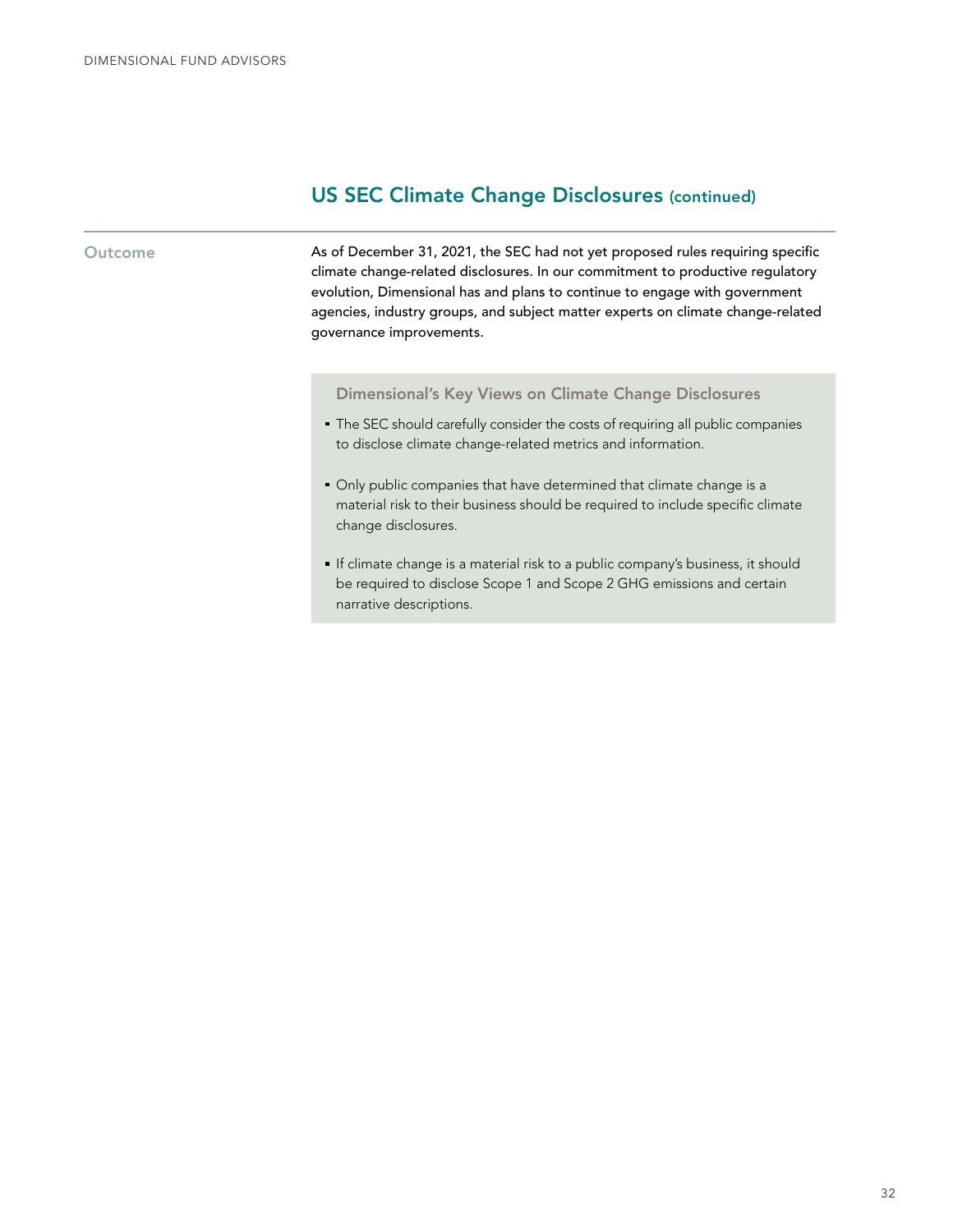## US SEC Climate Change Disclosures (continued)

**Outcome**

As of December 31, 2021, the SEC had not yet proposed rules requiring specific climate change-related disclosures. In our commitment to productive regulatory evolution, Dimensional has and plans to continue to engage with government agencies, industry groups, and subject matter experts on climate change-related governance improvements.

### Dimensional's Key Views on Climate Change Disclosures

- The SEC should carefully consider the costs of requiring all public companies to disclose climate change-related metrics and information.
- Only public companies that have determined that climate change is a material risk to their business should be required to include specific climate change disclosures.
- If climate change is a material risk to a public company's business, it should be required to disclose Scope 1 and Scope 2 GHG emissions and certain narrative descriptions.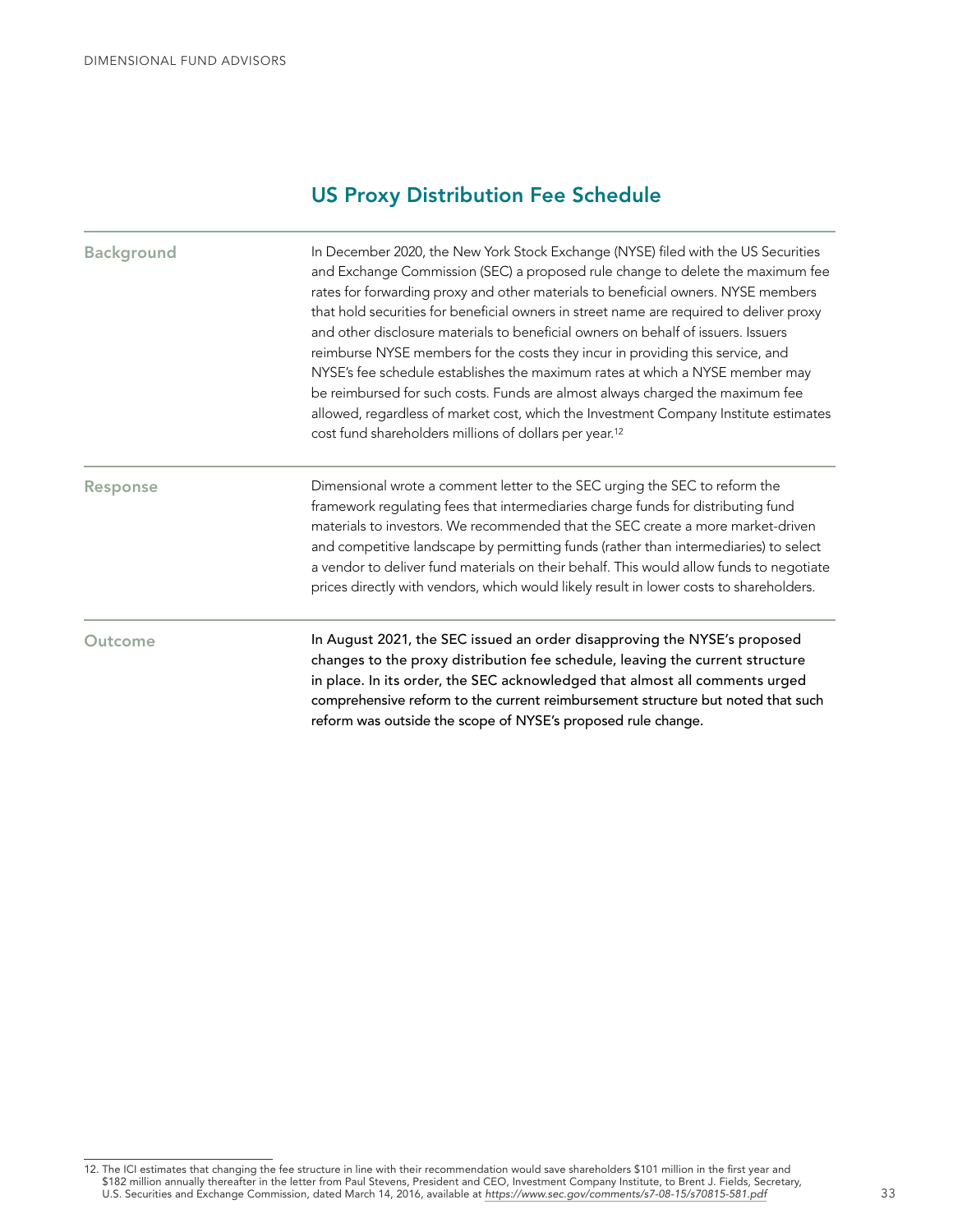## US Proxy Distribution Fee Schedule

**Background**

In December 2020, the New York Stock Exchange (NYSE) filed with the US Securities and Exchange Commission (SEC) a proposed rule change to delete the maximum fee rates for forwarding proxy and other materials to beneficial owners. NYSE members that hold securities for beneficial owners in street name are required to deliver proxy and other disclosure materials to beneficial owners on behalf of issuers. Issuers reimburse NYSE members for the costs they incur in providing this service, and NYSE's fee schedule establishes the maximum rates at which a NYSE member may be reimbursed for such costs. Funds are almost always charged the maximum fee allowed, regardless of market cost, which the Investment Company Institute estimates cost fund shareholders millions of dollars per year.[12]

**Response**

Dimensional wrote a comment letter to the SEC urging the SEC to reform the framework regulating fees that intermediaries charge funds for distributing fund materials to investors. We recommended that the SEC create a more market-driven and competitive landscape by permitting funds (rather than intermediaries) to select a vendor to deliver fund materials on their behalf. This would allow funds to negotiate prices directly with vendors, which would likely result in lower costs to shareholders.

**Outcome**

In August 2021, the SEC issued an order disapproving the NYSE's proposed changes to the proxy distribution fee schedule, leaving the current structure in place. In its order, the SEC acknowledged that almost all comments urged comprehensive reform to the current reimbursement structure but noted that such reform was outside the scope of NYSE's proposed rule change.

12. The ICI estimates that changing the fee structure in line with their recommendation would save shareholders $101 million in the first year and $182 million annually thereafter in the letter from Paul Stevens, President and CEO, Investment Company Institute, to Brent J. Fields, Secretary, U.S. Securities and Exchange Commission, dated March 14, 2016, available at *https://www.sec.gov/comments/s7-08-15/s70815-581.pdf*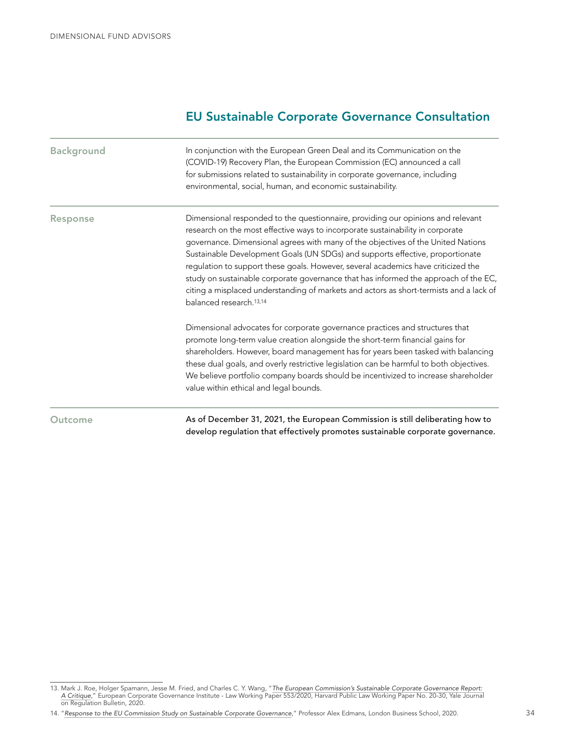## EU Sustainable Corporate Governance Consultation

**Background**

In conjunction with the European Green Deal and its Communication on the (COVID-19) Recovery Plan, the European Commission (EC) announced a call for submissions related to sustainability in corporate governance, including environmental, social, human, and economic sustainability.

**Response**

Dimensional responded to the questionnaire, providing our opinions and relevant research on the most effective ways to incorporate sustainability in corporate governance. Dimensional agrees with many of the objectives of the United Nations Sustainable Development Goals (UN SDGs) and supports effective, proportionate regulation to support these goals. However, several academics have criticized the study on sustainable corporate governance that has informed the approach of the EC, citing a misplaced understanding of markets and actors as short-termists and a lack of balanced research.[13,14]

Dimensional advocates for corporate governance practices and structures that promote long-term value creation alongside the short-term financial gains for shareholders. However, board management has for years been tasked with balancing these dual goals, and overly restrictive legislation can be harmful to both objectives. We believe portfolio company boards should be incentivized to increase shareholder value within ethical and legal bounds.

**Outcome**

As of December 31, 2021, the European Commission is still deliberating how to develop regulation that effectively promotes sustainable corporate governance.

---

13. Mark J. Roe, Holger Spamann, Jesse M. Fried, and Charles C. Y. Wang, "*The European Commission's Sustainable Corporate Governance Report: A Critique*," European Corporate Governance Institute - Law Working Paper 553/2020, Harvard Public Law Working Paper No. 20-30, Yale Journal on Regulation Bulletin, 2020.

14. "*Response to the EU Commission Study on Sustainable Corporate Governance*," Professor Alex Edmans, London Business School, 2020.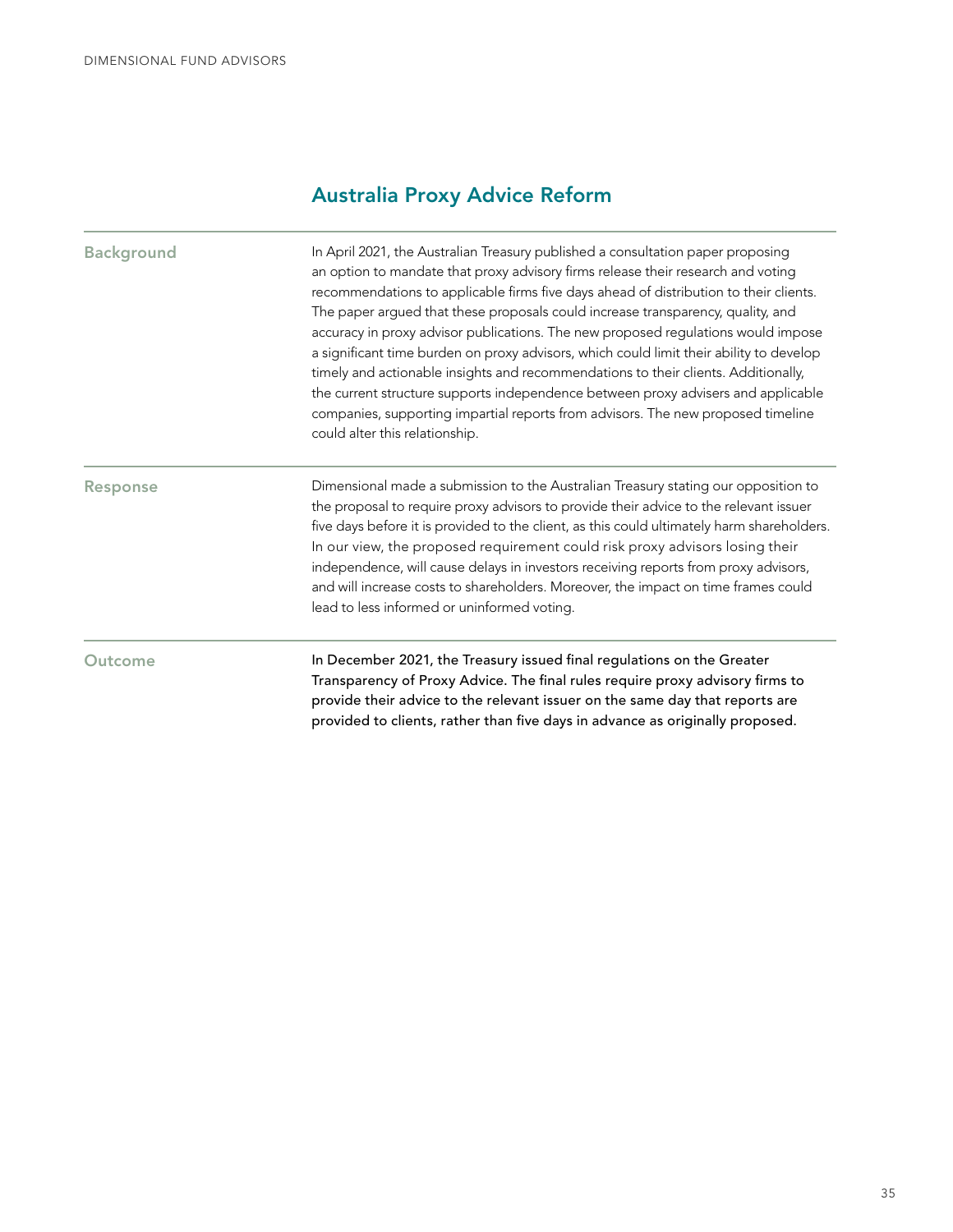## Australia Proxy Advice Reform

**Background**

In April 2021, the Australian Treasury published a consultation paper proposing an option to mandate that proxy advisory firms release their research and voting recommendations to applicable firms five days ahead of distribution to their clients. The paper argued that these proposals could increase transparency, quality, and accuracy in proxy advisor publications. The new proposed regulations would impose a significant time burden on proxy advisors, which could limit their ability to develop timely and actionable insights and recommendations to their clients. Additionally, the current structure supports independence between proxy advisers and applicable companies, supporting impartial reports from advisors. The new proposed timeline could alter this relationship.

**Response**

Dimensional made a submission to the Australian Treasury stating our opposition to the proposal to require proxy advisors to provide their advice to the relevant issuer five days before it is provided to the client, as this could ultimately harm shareholders. In our view, the proposed requirement could risk proxy advisors losing their independence, will cause delays in investors receiving reports from proxy advisors, and will increase costs to shareholders. Moreover, the impact on time frames could lead to less informed or uninformed voting.

**Outcome**

In December 2021, the Treasury issued final regulations on the Greater Transparency of Proxy Advice. The final rules require proxy advisory firms to provide their advice to the relevant issuer on the same day that reports are provided to clients, rather than five days in advance as originally proposed.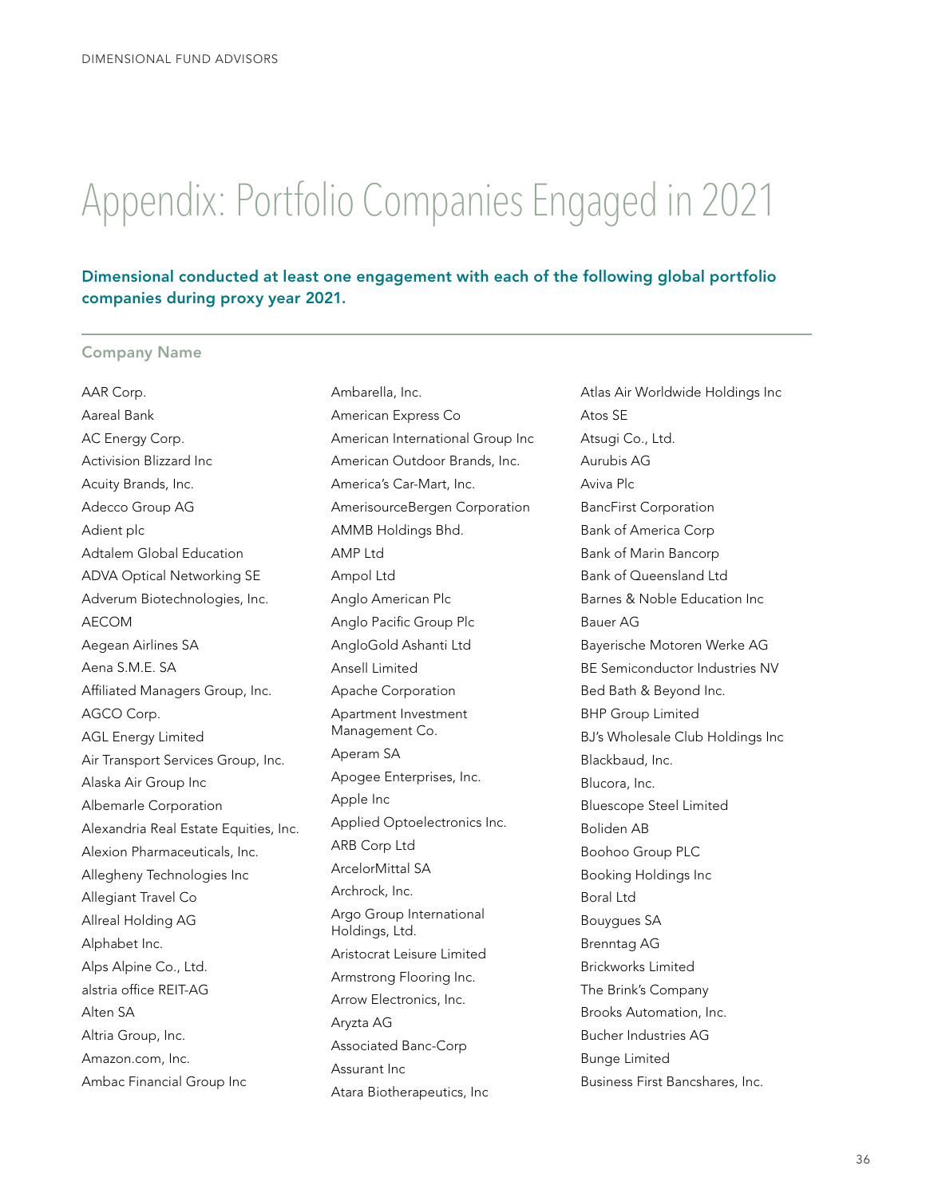# Appendix: Portfolio Companies Engaged in 2021

**Dimensional conducted at least one engagement with each of the following global portfolio companies during proxy year 2021.**

| Company Name |
|---|
| AAR Corp. |
| Aareal Bank |
| AC Energy Corp. |
| Activision Blizzard Inc |
| Acuity Brands, Inc. |
| Adecco Group AG |
| Adient plc |
| Adtalem Global Education |
| ADVA Optical Networking SE |
| Adverum Biotechnologies, Inc. |
| AECOM |
| Aegean Airlines SA |
| Aena S.M.E. SA |
| Affiliated Managers Group, Inc. |
| AGCO Corp. |
| AGL Energy Limited |
| Air Transport Services Group, Inc. |
| Alaska Air Group Inc |
| Albemarle Corporation |
| Alexandria Real Estate Equities, Inc. |
| Alexion Pharmaceuticals, Inc. |
| Allegheny Technologies Inc |
| Allegiant Travel Co |
| Allreal Holding AG |
| Alphabet Inc. |
| Alps Alpine Co., Ltd. |
| alstria office REIT-AG |
| Alten SA |
| Altria Group, Inc. |
| Amazon.com, Inc. |
| Ambac Financial Group Inc |
| Ambarella, Inc. |
| American Express Co |
| American International Group Inc |
| American Outdoor Brands, Inc. |
| America's Car-Mart, Inc. |
| AmerisourceBergen Corporation |
| AMMB Holdings Bhd. |
| AMP Ltd |
| Ampol Ltd |
| Anglo American Plc |
| Anglo Pacific Group Plc |
| AngloGold Ashanti Ltd |
| Ansell Limited |
| Apache Corporation |
| Apartment Investment Management Co. |
| Aperam SA |
| Apogee Enterprises, Inc. |
| Apple Inc |
| Applied Optoelectronics Inc. |
| ARB Corp Ltd |
| ArcelorMittal SA |
| Archrock, Inc. |
| Argo Group International Holdings, Ltd. |
| Aristocrat Leisure Limited |
| Armstrong Flooring Inc. |
| Arrow Electronics, Inc. |
| Aryzta AG |
| Associated Banc-Corp |
| Assurant Inc |
| Atara Biotherapeutics, Inc |
| Atlas Air Worldwide Holdings Inc |
| Atos SE |
| Atsugi Co., Ltd. |
| Aurubis AG |
| Aviva Plc |
| BancFirst Corporation |
| Bank of America Corp |
| Bank of Marin Bancorp |
| Bank of Queensland Ltd |
| Barnes & Noble Education Inc |
| Bauer AG |
| Bayerische Motoren Werke AG |
| BE Semiconductor Industries NV |
| Bed Bath & Beyond Inc. |
| BHP Group Limited |
| BJ's Wholesale Club Holdings Inc |
| Blackbaud, Inc. |
| Blucora, Inc. |
| Bluescope Steel Limited |
| Boliden AB |
| Boohoo Group PLC |
| Booking Holdings Inc |
| Boral Ltd |
| Bouygues SA |
| Brenntag AG |
| Brickworks Limited |
| The Brink's Company |
| Brooks Automation, Inc. |
| Bucher Industries AG |
| Bunge Limited |
| Business First Bancshares, Inc. |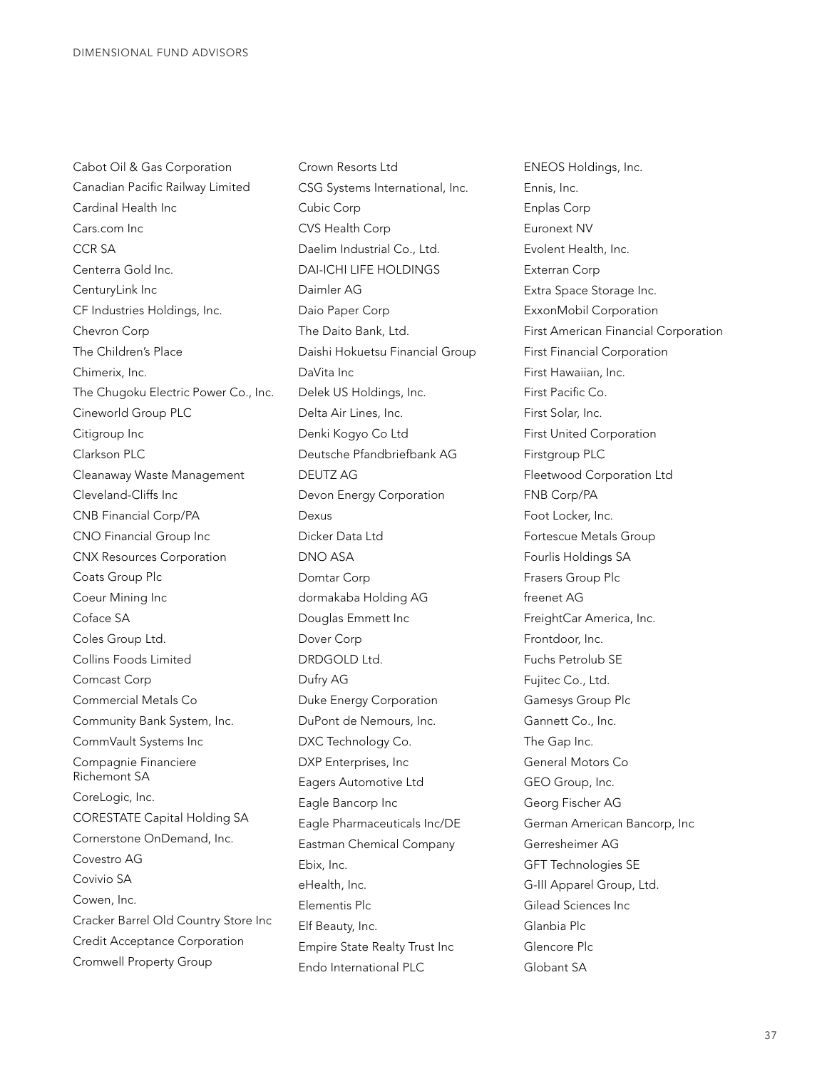Cabot Oil & Gas Corporation
Canadian Pacific Railway Limited
Cardinal Health Inc
Cars.com Inc
CCR SA
Centerra Gold Inc.
CenturyLink Inc
CF Industries Holdings, Inc.
Chevron Corp
The Children's Place
Chimerix, Inc.
The Chugoku Electric Power Co., Inc.
Cineworld Group PLC
Citigroup Inc
Clarkson PLC
Cleanaway Waste Management
Cleveland-Cliffs Inc
CNB Financial Corp/PA
CNO Financial Group Inc
CNX Resources Corporation
Coats Group Plc
Coeur Mining Inc
Coface SA
Coles Group Ltd.
Collins Foods Limited
Comcast Corp
Commercial Metals Co
Community Bank System, Inc.
CommVault Systems Inc
Compagnie Financiere Richemont SA
CoreLogic, Inc.
CORESTATE Capital Holding SA
Cornerstone OnDemand, Inc.
Covestro AG
Covivio SA
Cowen, Inc.
Cracker Barrel Old Country Store Inc
Credit Acceptance Corporation
Cromwell Property Group
Crown Resorts Ltd
CSG Systems International, Inc.
Cubic Corp
CVS Health Corp
Daelim Industrial Co., Ltd.
DAI-ICHI LIFE HOLDINGS
Daimler AG
Daio Paper Corp
The Daito Bank, Ltd.
Daishi Hokuetsu Financial Group
DaVita Inc
Delek US Holdings, Inc.
Delta Air Lines, Inc.
Denki Kogyo Co Ltd
Deutsche Pfandbriefbank AG
DEUTZ AG
Devon Energy Corporation
Dexus
Dicker Data Ltd
DNO ASA
Domtar Corp
dormakaba Holding AG
Douglas Emmett Inc
Dover Corp
DRDGOLD Ltd.
Dufry AG
Duke Energy Corporation
DuPont de Nemours, Inc.
DXC Technology Co.
DXP Enterprises, Inc
Eagers Automotive Ltd
Eagle Bancorp Inc
Eagle Pharmaceuticals Inc/DE
Eastman Chemical Company
Ebix, Inc.
eHealth, Inc.
Elementis Plc
Elf Beauty, Inc.
Empire State Realty Trust Inc
Endo International PLC
ENEOS Holdings, Inc.
Ennis, Inc.
Enplas Corp
Euronext NV
Evolent Health, Inc.
Exterran Corp
Extra Space Storage Inc.
ExxonMobil Corporation
First American Financial Corporation
First Financial Corporation
First Hawaiian, Inc.
First Pacific Co.
First Solar, Inc.
First United Corporation
Firstgroup PLC
Fleetwood Corporation Ltd
FNB Corp/PA
Foot Locker, Inc.
Fortescue Metals Group
Fourlis Holdings SA
Frasers Group Plc
freenet AG
FreightCar America, Inc.
Frontdoor, Inc.
Fuchs Petrolub SE
Fujitec Co., Ltd.
Gamesys Group Plc
Gannett Co., Inc.
The Gap Inc.
General Motors Co
GEO Group, Inc.
Georg Fischer AG
German American Bancorp, Inc
Gerresheimer AG
GFT Technologies SE
G-III Apparel Group, Ltd.
Gilead Sciences Inc
Glanbia Plc
Glencore Plc
Globant SA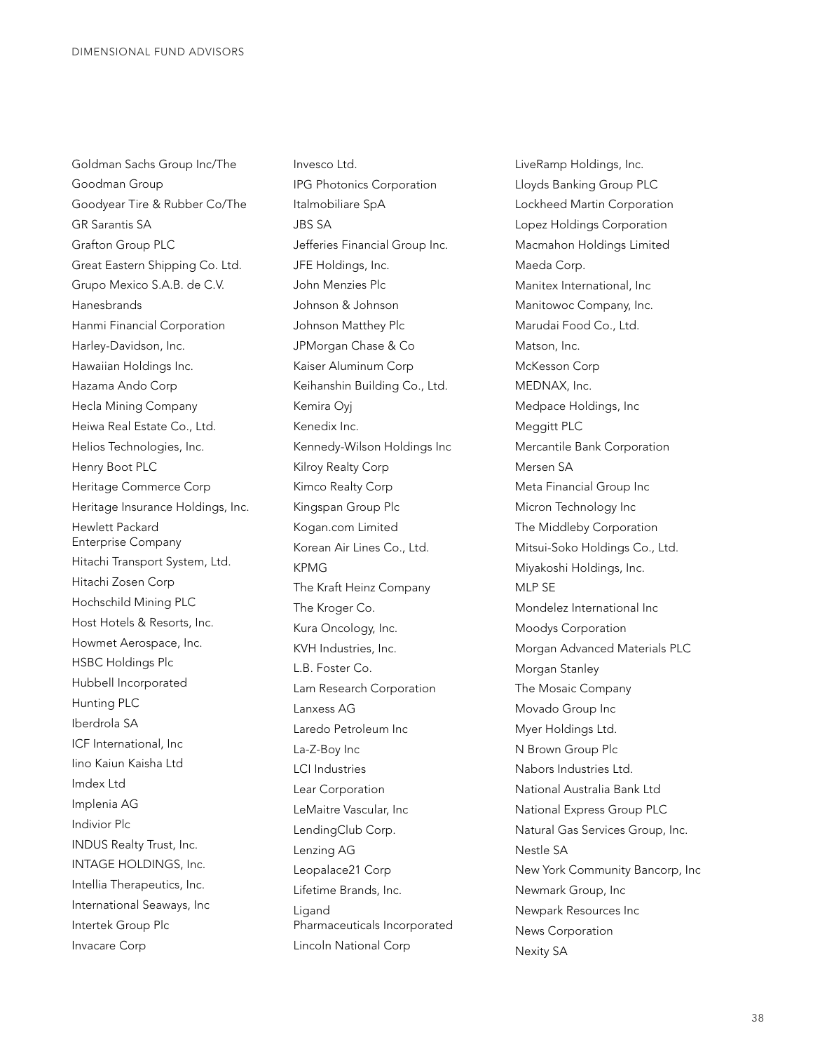Goldman Sachs Group Inc/The
Goodman Group
Goodyear Tire & Rubber Co/The
GR Sarantis SA
Grafton Group PLC
Great Eastern Shipping Co. Ltd.
Grupo Mexico S.A.B. de C.V.
Hanesbrands
Hanmi Financial Corporation
Harley-Davidson, Inc.
Hawaiian Holdings Inc.
Hazama Ando Corp
Hecla Mining Company
Heiwa Real Estate Co., Ltd.
Helios Technologies, Inc.
Henry Boot PLC
Heritage Commerce Corp
Heritage Insurance Holdings, Inc.
Hewlett Packard Enterprise Company
Hitachi Transport System, Ltd.
Hitachi Zosen Corp
Hochschild Mining PLC
Host Hotels & Resorts, Inc.
Howmet Aerospace, Inc.
HSBC Holdings Plc
Hubbell Incorporated
Hunting PLC
Iberdrola SA
ICF International, Inc
Iino Kaiun Kaisha Ltd
Imdex Ltd
Implenia AG
Indivior Plc
INDUS Realty Trust, Inc.
INTAGE HOLDINGS, Inc.
Intellia Therapeutics, Inc.
International Seaways, Inc
Intertek Group Plc
Invacare Corp
Invesco Ltd.
IPG Photonics Corporation
Italmobiliare SpA
JBS SA
Jefferies Financial Group Inc.
JFE Holdings, Inc.
John Menzies Plc
Johnson & Johnson
Johnson Matthey Plc
JPMorgan Chase & Co
Kaiser Aluminum Corp
Keihanshin Building Co., Ltd.
Kemira Oyj
Kenedix Inc.
Kennedy-Wilson Holdings Inc
Kilroy Realty Corp
Kimco Realty Corp
Kingspan Group Plc
Kogan.com Limited
Korean Air Lines Co., Ltd.
KPMG
The Kraft Heinz Company
The Kroger Co.
Kura Oncology, Inc.
KVH Industries, Inc.
L.B. Foster Co.
Lam Research Corporation
Lanxess AG
Laredo Petroleum Inc
La-Z-Boy Inc
LCI Industries
Lear Corporation
LeMaitre Vascular, Inc
LendingClub Corp.
Lenzing AG
Leopalace21 Corp
Lifetime Brands, Inc.
Ligand Pharmaceuticals Incorporated
Lincoln National Corp
LiveRamp Holdings, Inc.
Lloyds Banking Group PLC
Lockheed Martin Corporation
Lopez Holdings Corporation
Macmahon Holdings Limited
Maeda Corp.
Manitex International, Inc
Manitowoc Company, Inc.
Marudai Food Co., Ltd.
Matson, Inc.
McKesson Corp
MEDNAX, Inc.
Medpace Holdings, Inc
Meggitt PLC
Mercantile Bank Corporation
Mersen SA
Meta Financial Group Inc
Micron Technology Inc
The Middleby Corporation
Mitsui-Soko Holdings Co., Ltd.
Miyakoshi Holdings, Inc.
MLP SE
Mondelez International Inc
Moodys Corporation
Morgan Advanced Materials PLC
Morgan Stanley
The Mosaic Company
Movado Group Inc
Myer Holdings Ltd.
N Brown Group Plc
Nabors Industries Ltd.
National Australia Bank Ltd
National Express Group PLC
Natural Gas Services Group, Inc.
Nestle SA
New York Community Bancorp, Inc
Newmark Group, Inc
Newpark Resources Inc
News Corporation
Nexity SA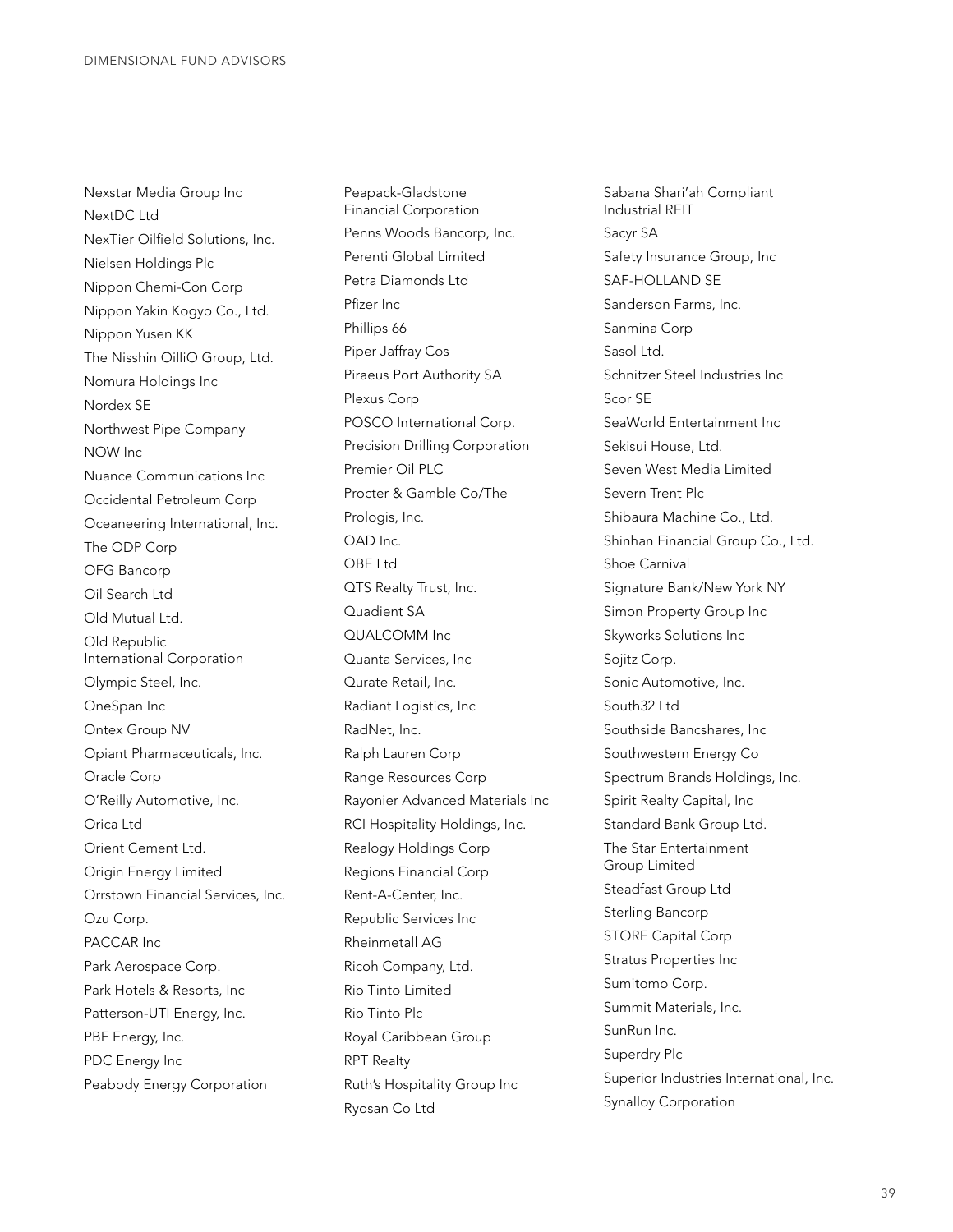Nexstar Media Group Inc
NextDC Ltd
NexTier Oilfield Solutions, Inc.
Nielsen Holdings Plc
Nippon Chemi-Con Corp
Nippon Yakin Kogyo Co., Ltd.
Nippon Yusen KK
The Nisshin OilliO Group, Ltd.
Nomura Holdings Inc
Nordex SE
Northwest Pipe Company
NOW Inc
Nuance Communications Inc
Occidental Petroleum Corp
Oceaneering International, Inc.
The ODP Corp
OFG Bancorp
Oil Search Ltd
Old Mutual Ltd.
Old Republic International Corporation
Olympic Steel, Inc.
OneSpan Inc
Ontex Group NV
Opiant Pharmaceuticals, Inc.
Oracle Corp
O'Reilly Automotive, Inc.
Orica Ltd
Orient Cement Ltd.
Origin Energy Limited
Orrstown Financial Services, Inc.
Ozu Corp.
PACCAR Inc
Park Aerospace Corp.
Park Hotels & Resorts, Inc
Patterson-UTI Energy, Inc.
PBF Energy, Inc.
PDC Energy Inc
Peabody Energy Corporation
Peapack-Gladstone Financial Corporation
Penns Woods Bancorp, Inc.
Perenti Global Limited
Petra Diamonds Ltd
Pfizer Inc
Phillips 66
Piper Jaffray Cos
Piraeus Port Authority SA
Plexus Corp
POSCO International Corp.
Precision Drilling Corporation
Premier Oil PLC
Procter & Gamble Co/The
Prologis, Inc.
QAD Inc.
QBE Ltd
QTS Realty Trust, Inc.
Quadient SA
QUALCOMM Inc
Quanta Services, Inc
Qurate Retail, Inc.
Radiant Logistics, Inc
RadNet, Inc.
Ralph Lauren Corp
Range Resources Corp
Rayonier Advanced Materials Inc
RCI Hospitality Holdings, Inc.
Realogy Holdings Corp
Regions Financial Corp
Rent-A-Center, Inc.
Republic Services Inc
Rheinmetall AG
Ricoh Company, Ltd.
Rio Tinto Limited
Rio Tinto Plc
Royal Caribbean Group
RPT Realty
Ruth's Hospitality Group Inc
Ryosan Co Ltd
Sabana Shari'ah Compliant Industrial REIT
Sacyr SA
Safety Insurance Group, Inc
SAF-HOLLAND SE
Sanderson Farms, Inc.
Sanmina Corp
Sasol Ltd.
Schnitzer Steel Industries Inc
Scor SE
SeaWorld Entertainment Inc
Sekisui House, Ltd.
Seven West Media Limited
Severn Trent Plc
Shibaura Machine Co., Ltd.
Shinhan Financial Group Co., Ltd.
Shoe Carnival
Signature Bank/New York NY
Simon Property Group Inc
Skyworks Solutions Inc
Sojitz Corp.
Sonic Automotive, Inc.
South32 Ltd
Southside Bancshares, Inc
Southwestern Energy Co
Spectrum Brands Holdings, Inc.
Spirit Realty Capital, Inc
Standard Bank Group Ltd.
The Star Entertainment Group Limited
Steadfast Group Ltd
Sterling Bancorp
STORE Capital Corp
Stratus Properties Inc
Sumitomo Corp.
Summit Materials, Inc.
SunRun Inc.
Superdry Plc
Superior Industries International, Inc.
Synalloy Corporation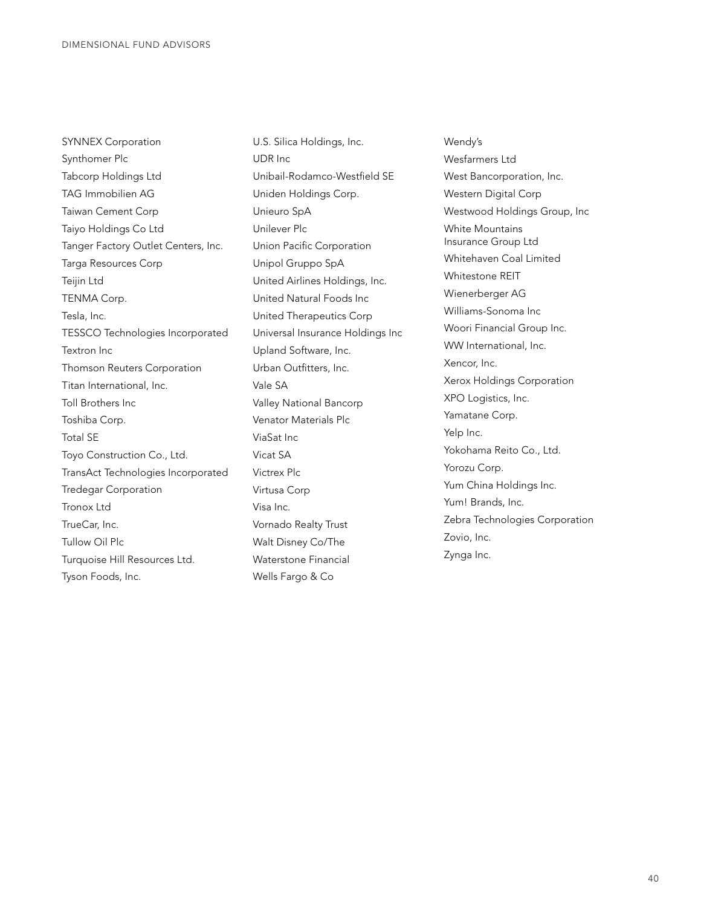SYNNEX Corporation
Synthomer Plc
Tabcorp Holdings Ltd
TAG Immobilien AG
Taiwan Cement Corp
Taiyo Holdings Co Ltd
Tanger Factory Outlet Centers, Inc.
Targa Resources Corp
Teijin Ltd
TENMA Corp.
Tesla, Inc.
TESSCO Technologies Incorporated
Textron Inc
Thomson Reuters Corporation
Titan International, Inc.
Toll Brothers Inc
Toshiba Corp.
Total SE
Toyo Construction Co., Ltd.
TransAct Technologies Incorporated
Tredegar Corporation
Tronox Ltd
TrueCar, Inc.
Tullow Oil Plc
Turquoise Hill Resources Ltd.
Tyson Foods, Inc.
U.S. Silica Holdings, Inc.
UDR Inc
Unibail-Rodamco-Westfield SE
Uniden Holdings Corp.
Unieuro SpA
Unilever Plc
Union Pacific Corporation
Unipol Gruppo SpA
United Airlines Holdings, Inc.
United Natural Foods Inc
United Therapeutics Corp
Universal Insurance Holdings Inc
Upland Software, Inc.
Urban Outfitters, Inc.
Vale SA
Valley National Bancorp
Venator Materials Plc
ViaSat Inc
Vicat SA
Victrex Plc
Virtusa Corp
Visa Inc.
Vornado Realty Trust
Walt Disney Co/The
Waterstone Financial
Wells Fargo & Co
Wendy's
Wesfarmers Ltd
West Bancorporation, Inc.
Western Digital Corp
Westwood Holdings Group, Inc
White Mountains Insurance Group Ltd
Whitehaven Coal Limited
Whitestone REIT
Wienerberger AG
Williams-Sonoma Inc
Woori Financial Group Inc.
WW International, Inc.
Xencor, Inc.
Xerox Holdings Corporation
XPO Logistics, Inc.
Yamatane Corp.
Yelp Inc.
Yokohama Reito Co., Ltd.
Yorozu Corp.
Yum China Holdings Inc.
Yum! Brands, Inc.
Zebra Technologies Corporation
Zovio, Inc.
Zynga Inc.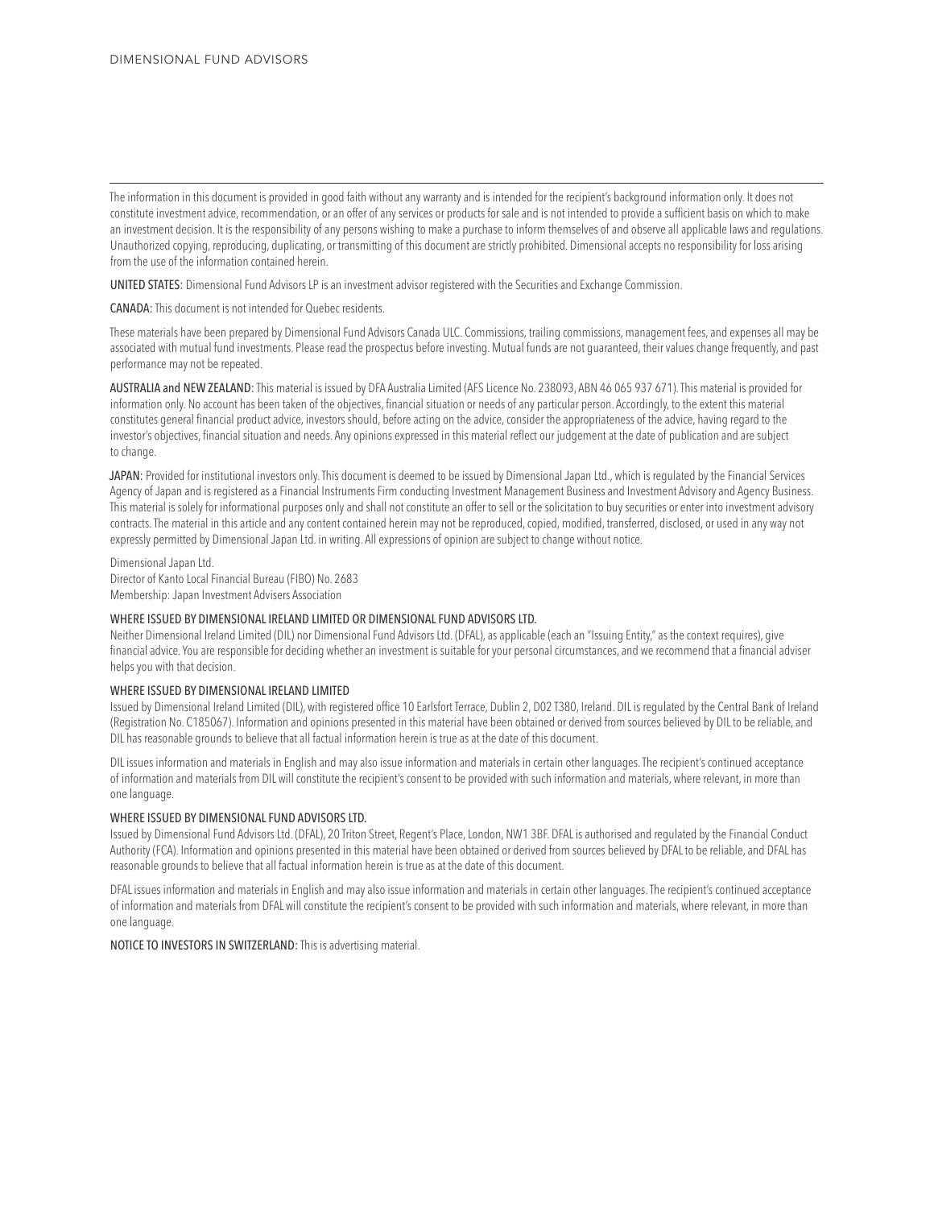The information in this document is provided in good faith without any warranty and is intended for the recipient's background information only. It does not constitute investment advice, recommendation, or an offer of any services or products for sale and is not intended to provide a sufficient basis on which to make an investment decision. It is the responsibility of any persons wishing to make a purchase to inform themselves of and observe all applicable laws and regulations. Unauthorized copying, reproducing, duplicating, or transmitting of this document are strictly prohibited. Dimensional accepts no responsibility for loss arising from the use of the information contained herein.

**UNITED STATES:** Dimensional Fund Advisors LP is an investment advisor registered with the Securities and Exchange Commission.

**CANADA:** This document is not intended for Quebec residents.

These materials have been prepared by Dimensional Fund Advisors Canada ULC. Commissions, trailing commissions, management fees, and expenses all may be associated with mutual fund investments. Please read the prospectus before investing. Mutual funds are not guaranteed, their values change frequently, and past performance may not be repeated.

**AUSTRALIA and NEW ZEALAND:** This material is issued by DFA Australia Limited (AFS Licence No. 238093, ABN 46 065 937 671). This material is provided for information only. No account has been taken of the objectives, financial situation or needs of any particular person. Accordingly, to the extent this material constitutes general financial product advice, investors should, before acting on the advice, consider the appropriateness of the advice, having regard to the investor's objectives, financial situation and needs. Any opinions expressed in this material reflect our judgement at the date of publication and are subject to change.

**JAPAN:** Provided for institutional investors only. This document is deemed to be issued by Dimensional Japan Ltd., which is regulated by the Financial Services Agency of Japan and is registered as a Financial Instruments Firm conducting Investment Management Business and Investment Advisory and Agency Business. This material is solely for informational purposes only and shall not constitute an offer to sell or the solicitation to buy securities or enter into investment advisory contracts. The material in this article and any content contained herein may not be reproduced, copied, modified, transferred, disclosed, or used in any way not expressly permitted by Dimensional Japan Ltd. in writing. All expressions of opinion are subject to change without notice.

Dimensional Japan Ltd.
Director of Kanto Local Financial Bureau (FIBO) No. 2683
Membership: Japan Investment Advisers Association

**WHERE ISSUED BY DIMENSIONAL IRELAND LIMITED OR DIMENSIONAL FUND ADVISORS LTD.**

Neither Dimensional Ireland Limited (DIL) nor Dimensional Fund Advisors Ltd. (DFAL), as applicable (each an "Issuing Entity," as the context requires), give financial advice. You are responsible for deciding whether an investment is suitable for your personal circumstances, and we recommend that a financial adviser helps you with that decision.

**WHERE ISSUED BY DIMENSIONAL IRELAND LIMITED**

Issued by Dimensional Ireland Limited (DIL), with registered office 10 Earlsfort Terrace, Dublin 2, D02 T380, Ireland. DIL is regulated by the Central Bank of Ireland (Registration No. C185067). Information and opinions presented in this material have been obtained or derived from sources believed by DIL to be reliable, and DIL has reasonable grounds to believe that all factual information herein is true as at the date of this document.

DIL issues information and materials in English and may also issue information and materials in certain other languages. The recipient's continued acceptance of information and materials from DIL will constitute the recipient's consent to be provided with such information and materials, where relevant, in more than one language.

**WHERE ISSUED BY DIMENSIONAL FUND ADVISORS LTD.**

Issued by Dimensional Fund Advisors Ltd. (DFAL), 20 Triton Street, Regent's Place, London, NW1 3BF. DFAL is authorised and regulated by the Financial Conduct Authority (FCA). Information and opinions presented in this material have been obtained or derived from sources believed by DFAL to be reliable, and DFAL has reasonable grounds to believe that all factual information herein is true as at the date of this document.

DFAL issues information and materials in English and may also issue information and materials in certain other languages. The recipient's continued acceptance of information and materials from DFAL will constitute the recipient's consent to be provided with such information and materials, where relevant, in more than one language.

**NOTICE TO INVESTORS IN SWITZERLAND:** This is advertising material.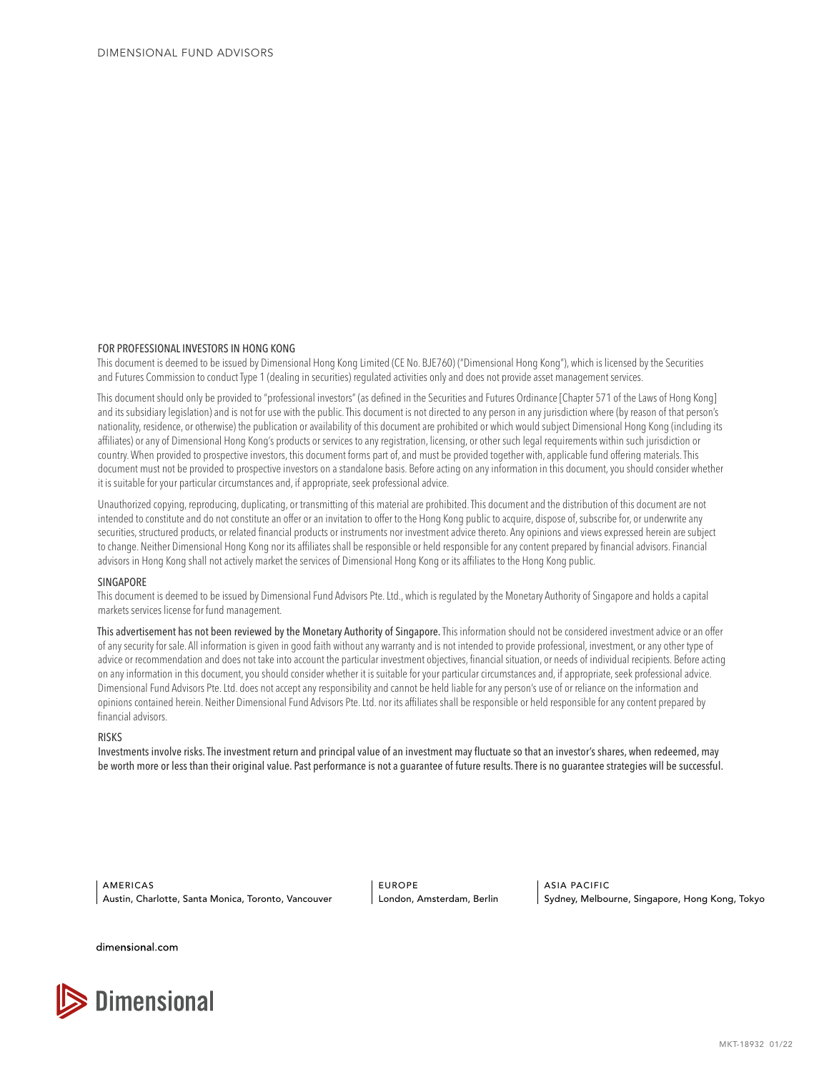#### FOR PROFESSIONAL INVESTORS IN HONG KONG

This document is deemed to be issued by Dimensional Hong Kong Limited (CE No. BJE760) ("Dimensional Hong Kong"), which is licensed by the Securities and Futures Commission to conduct Type 1 (dealing in securities) regulated activities only and does not provide asset management services.

This document should only be provided to "professional investors" (as defined in the Securities and Futures Ordinance [Chapter 571 of the Laws of Hong Kong] and its subsidiary legislation) and is not for use with the public. This document is not directed to any person in any jurisdiction where (by reason of that person's nationality, residence, or otherwise) the publication or availability of this document are prohibited or which would subject Dimensional Hong Kong (including its affiliates) or any of Dimensional Hong Kong's products or services to any registration, licensing, or other such legal requirements within such jurisdiction or country. When provided to prospective investors, this document forms part of, and must be provided together with, applicable fund offering materials. This document must not be provided to prospective investors on a standalone basis. Before acting on any information in this document, you should consider whether it is suitable for your particular circumstances and, if appropriate, seek professional advice.

Unauthorized copying, reproducing, duplicating, or transmitting of this material are prohibited. This document and the distribution of this document are not intended to constitute and do not constitute an offer or an invitation to offer to the Hong Kong public to acquire, dispose of, subscribe for, or underwrite any securities, structured products, or related financial products or instruments nor investment advice thereto. Any opinions and views expressed herein are subject to change. Neither Dimensional Hong Kong nor its affiliates shall be responsible or held responsible for any content prepared by financial advisors. Financial advisors in Hong Kong shall not actively market the services of Dimensional Hong Kong or its affiliates to the Hong Kong public.

#### SINGAPORE

This document is deemed to be issued by Dimensional Fund Advisors Pte. Ltd., which is regulated by the Monetary Authority of Singapore and holds a capital markets services license for fund management.

This advertisement has not been reviewed by the Monetary Authority of Singapore. This information should not be considered investment advice or an offer of any security for sale. All information is given in good faith without any warranty and is not intended to provide professional, investment, or any other type of advice or recommendation and does not take into account the particular investment objectives, financial situation, or needs of individual recipients. Before acting on any information in this document, you should consider whether it is suitable for your particular circumstances and, if appropriate, seek professional advice. Dimensional Fund Advisors Pte. Ltd. does not accept any responsibility and cannot be held liable for any person's use of or reliance on the information and opinions contained herein. Neither Dimensional Fund Advisors Pte. Ltd. nor its affiliates shall be responsible or held responsible for any content prepared by financial advisors.

#### RISKS

Investments involve risks. The investment return and principal value of an investment may fluctuate so that an investor's shares, when redeemed, may be worth more or less than their original value. Past performance is not a guarantee of future results. There is no guarantee strategies will be successful.

AMERICAS
Austin, Charlotte, Santa Monica, Toronto, Vancouver

EUROPE
London, Amsterdam, Berlin

ASIA PACIFIC
Sydney, Melbourne, Singapore, Hong Kong, Tokyo

dimensional.com

Dimensional

MKT-18932 01/22